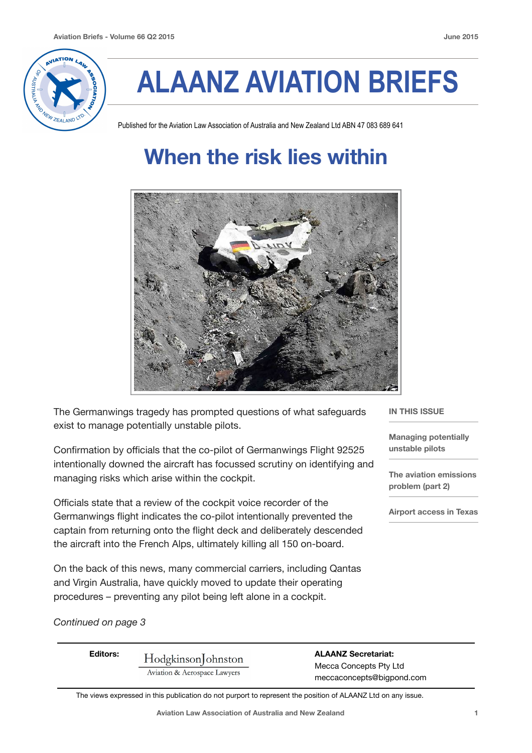# ALAANZ AVIATION BRIEFS

Published for the Aviation Law Association of Australia and New Zealand Ltd ABN 47 083 689 641

## When the risk lies within

The Germanwings tragedy has prompted questions of what safeguards exist to manage potentially unstable pilots.

Confirmation by officials that the co-pilot of Germanwings Flight 92525 intentionally downed the aircraft has focussed scrutiny on identifying and managing risks which arise within the cockpit.

Officials state that a review of the cockpit voice recorder of the Germanwings flight indicates the co-pilot intentionally prevented the captain from returning onto the flight deck and deliberately descended the aircraft into the French Alps, ultimately killing all 150 on-board.

On the back of this news, many commercial carriers, including Qantas and Virgin Australia, have quickly moved to update their operating procedures – preventing any pilot being left alone in a cockpit.

*Continued on page 3*

**IN THIS ISSUE**

**Managing potentially unstable pilots**

**The aviation emissions problem (part 2)**

**Airport access in Texas**

**Editors:** HodgkinsonJohnston Aviation & Aerospace Lawyers

**ALAANZ Secretariat:**
Mecca Concepts Pty Ltd
meccaconcepts@bigpond.com

The views expressed in this publication do not purport to represent the position of ALAANZ Ltd on any issue.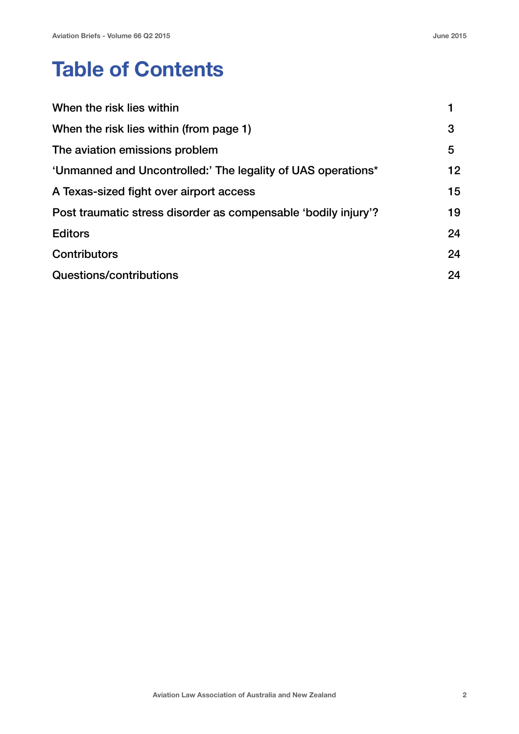# Table of Contents

| | |
|---|---|
| When the risk lies within | 1 |
| When the risk lies within (from page 1) | 3 |
| The aviation emissions problem | 5 |
| 'Unmanned and Uncontrolled:' The legality of UAS operations* | 12 |
| A Texas-sized fight over airport access | 15 |
| Post traumatic stress disorder as compensable 'bodily injury'? | 19 |
| Editors | 24 |
| Contributors | 24 |
| Questions/contributions | 24 |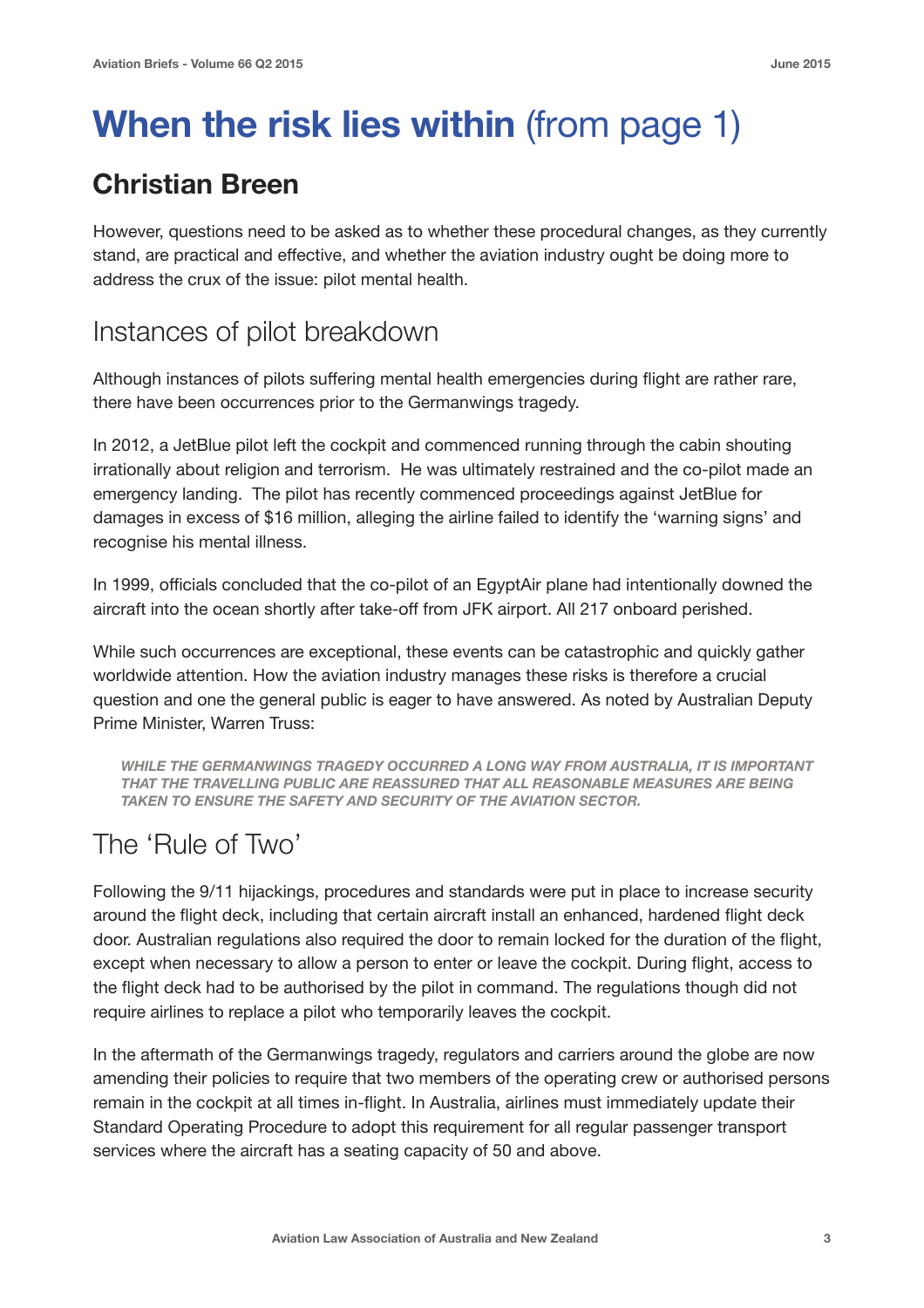# When the risk lies within (from page 1)

## Christian Breen

However, questions need to be asked as to whether these procedural changes, as they currently stand, are practical and effective, and whether the aviation industry ought be doing more to address the crux of the issue: pilot mental health.

### Instances of pilot breakdown

Although instances of pilots suffering mental health emergencies during flight are rather rare, there have been occurrences prior to the Germanwings tragedy.

In 2012, a JetBlue pilot left the cockpit and commenced running through the cabin shouting irrationally about religion and terrorism. He was ultimately restrained and the co-pilot made an emergency landing. The pilot has recently commenced proceedings against JetBlue for damages in excess of $16 million, alleging the airline failed to identify the 'warning signs' and recognise his mental illness.

In 1999, officials concluded that the co-pilot of an EgyptAir plane had intentionally downed the aircraft into the ocean shortly after take-off from JFK airport. All 217 onboard perished.

While such occurrences are exceptional, these events can be catastrophic and quickly gather worldwide attention. How the aviation industry manages these risks is therefore a crucial question and one the general public is eager to have answered. As noted by Australian Deputy Prime Minister, Warren Truss:

> ***WHILE THE GERMANWINGS TRAGEDY OCCURRED A LONG WAY FROM AUSTRALIA, IT IS IMPORTANT THAT THE TRAVELLING PUBLIC ARE REASSURED THAT ALL REASONABLE MEASURES ARE BEING TAKEN TO ENSURE THE SAFETY AND SECURITY OF THE AVIATION SECTOR.***

### The 'Rule of Two'

Following the 9/11 hijackings, procedures and standards were put in place to increase security around the flight deck, including that certain aircraft install an enhanced, hardened flight deck door. Australian regulations also required the door to remain locked for the duration of the flight, except when necessary to allow a person to enter or leave the cockpit. During flight, access to the flight deck had to be authorised by the pilot in command. The regulations though did not require airlines to replace a pilot who temporarily leaves the cockpit.

In the aftermath of the Germanwings tragedy, regulators and carriers around the globe are now amending their policies to require that two members of the operating crew or authorised persons remain in the cockpit at all times in-flight. In Australia, airlines must immediately update their Standard Operating Procedure to adopt this requirement for all regular passenger transport services where the aircraft has a seating capacity of 50 and above.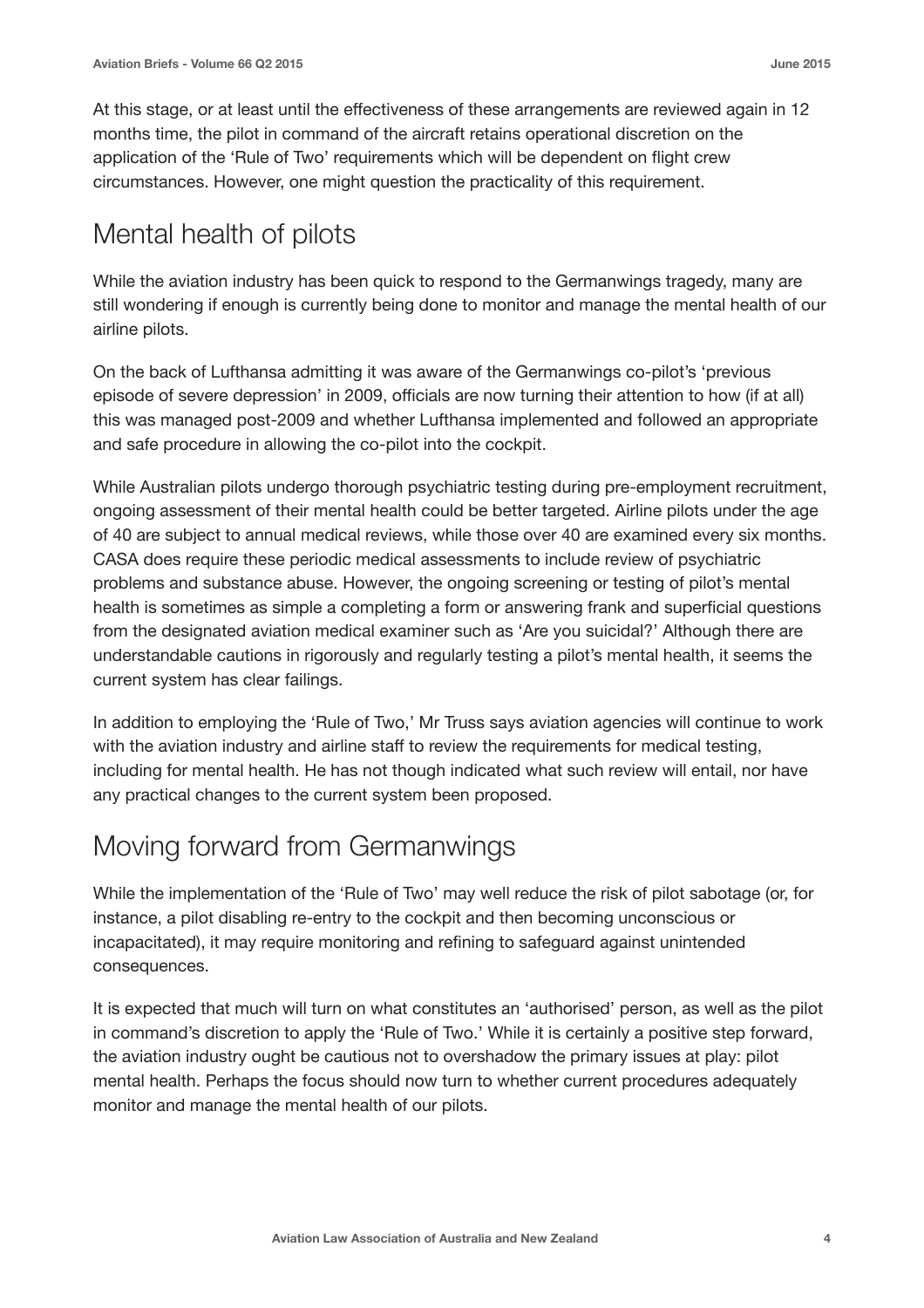At this stage, or at least until the effectiveness of these arrangements are reviewed again in 12 months time, the pilot in command of the aircraft retains operational discretion on the application of the 'Rule of Two' requirements which will be dependent on flight crew circumstances. However, one might question the practicality of this requirement.

## Mental health of pilots

While the aviation industry has been quick to respond to the Germanwings tragedy, many are still wondering if enough is currently being done to monitor and manage the mental health of our airline pilots.

On the back of Lufthansa admitting it was aware of the Germanwings co-pilot's 'previous episode of severe depression' in 2009, officials are now turning their attention to how (if at all) this was managed post-2009 and whether Lufthansa implemented and followed an appropriate and safe procedure in allowing the co-pilot into the cockpit.

While Australian pilots undergo thorough psychiatric testing during pre-employment recruitment, ongoing assessment of their mental health could be better targeted. Airline pilots under the age of 40 are subject to annual medical reviews, while those over 40 are examined every six months. CASA does require these periodic medical assessments to include review of psychiatric problems and substance abuse. However, the ongoing screening or testing of pilot's mental health is sometimes as simple a completing a form or answering frank and superficial questions from the designated aviation medical examiner such as 'Are you suicidal?' Although there are understandable cautions in rigorously and regularly testing a pilot's mental health, it seems the current system has clear failings.

In addition to employing the 'Rule of Two,' Mr Truss says aviation agencies will continue to work with the aviation industry and airline staff to review the requirements for medical testing, including for mental health. He has not though indicated what such review will entail, nor have any practical changes to the current system been proposed.

## Moving forward from Germanwings

While the implementation of the 'Rule of Two' may well reduce the risk of pilot sabotage (or, for instance, a pilot disabling re-entry to the cockpit and then becoming unconscious or incapacitated), it may require monitoring and refining to safeguard against unintended consequences.

It is expected that much will turn on what constitutes an 'authorised' person, as well as the pilot in command's discretion to apply the 'Rule of Two.' While it is certainly a positive step forward, the aviation industry ought be cautious not to overshadow the primary issues at play: pilot mental health. Perhaps the focus should now turn to whether current procedures adequately monitor and manage the mental health of our pilots.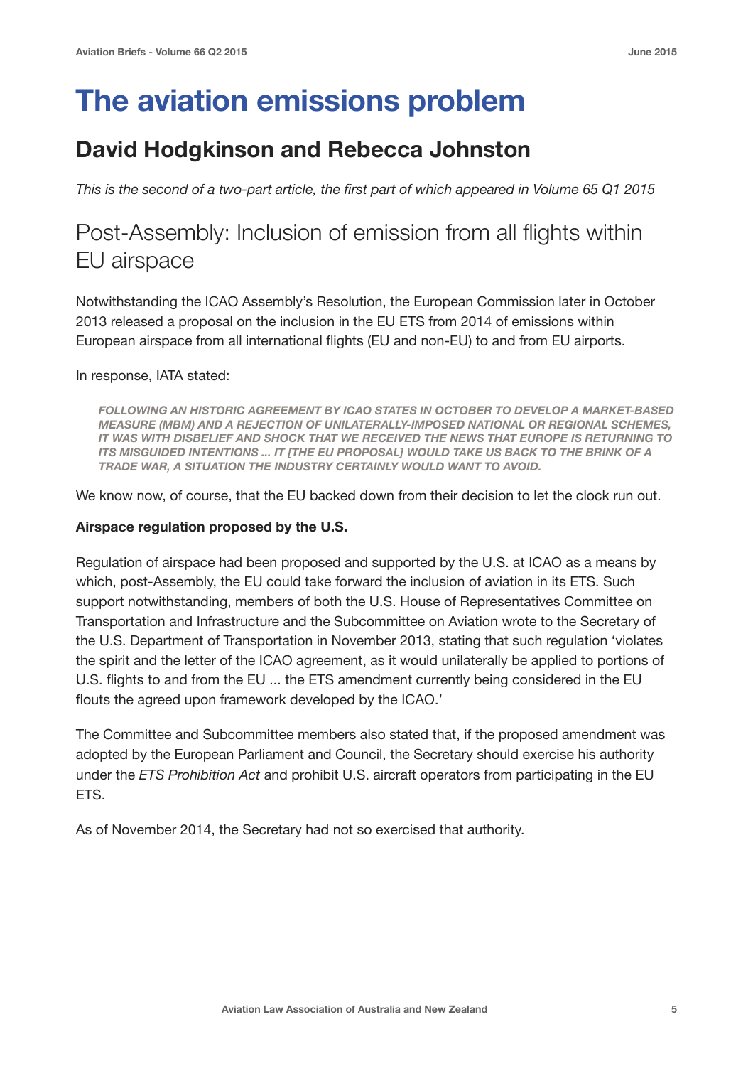# The aviation emissions problem

## David Hodgkinson and Rebecca Johnston

*This is the second of a two-part article, the first part of which appeared in Volume 65 Q1 2015*

## Post-Assembly: Inclusion of emission from all flights within EU airspace

Notwithstanding the ICAO Assembly's Resolution, the European Commission later in October 2013 released a proposal on the inclusion in the EU ETS from 2014 of emissions within European airspace from all international flights (EU and non-EU) to and from EU airports.

In response, IATA stated:

> ***FOLLOWING AN HISTORIC AGREEMENT BY ICAO STATES IN OCTOBER TO DEVELOP A MARKET-BASED MEASURE (MBM) AND A REJECTION OF UNILATERALLY-IMPOSED NATIONAL OR REGIONAL SCHEMES, IT WAS WITH DISBELIEF AND SHOCK THAT WE RECEIVED THE NEWS THAT EUROPE IS RETURNING TO ITS MISGUIDED INTENTIONS ... IT [THE EU PROPOSAL] WOULD TAKE US BACK TO THE BRINK OF A TRADE WAR, A SITUATION THE INDUSTRY CERTAINLY WOULD WANT TO AVOID.***

We know now, of course, that the EU backed down from their decision to let the clock run out.

**Airspace regulation proposed by the U.S.**

Regulation of airspace had been proposed and supported by the U.S. at ICAO as a means by which, post-Assembly, the EU could take forward the inclusion of aviation in its ETS. Such support notwithstanding, members of both the U.S. House of Representatives Committee on Transportation and Infrastructure and the Subcommittee on Aviation wrote to the Secretary of the U.S. Department of Transportation in November 2013, stating that such regulation 'violates the spirit and the letter of the ICAO agreement, as it would unilaterally be applied to portions of U.S. flights to and from the EU ... the ETS amendment currently being considered in the EU flouts the agreed upon framework developed by the ICAO.'

The Committee and Subcommittee members also stated that, if the proposed amendment was adopted by the European Parliament and Council, the Secretary should exercise his authority under the *ETS Prohibition Act* and prohibit U.S. aircraft operators from participating in the EU ETS.

As of November 2014, the Secretary had not so exercised that authority.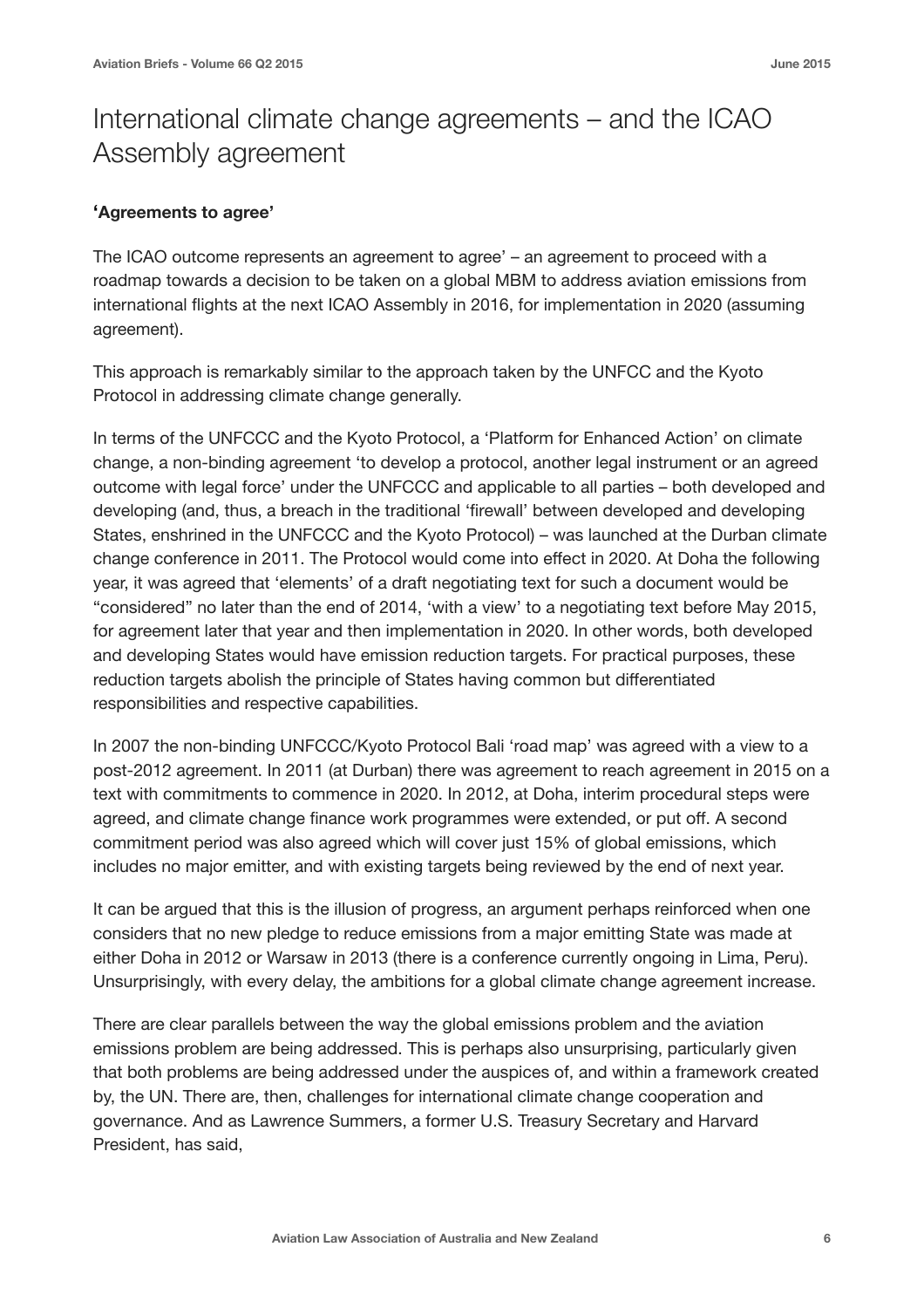# International climate change agreements – and the ICAO Assembly agreement

**'Agreements to agree'**

The ICAO outcome represents an agreement to agree' – an agreement to proceed with a roadmap towards a decision to be taken on a global MBM to address aviation emissions from international flights at the next ICAO Assembly in 2016, for implementation in 2020 (assuming agreement).

This approach is remarkably similar to the approach taken by the UNFCC and the Kyoto Protocol in addressing climate change generally.

In terms of the UNFCCC and the Kyoto Protocol, a 'Platform for Enhanced Action' on climate change, a non-binding agreement 'to develop a protocol, another legal instrument or an agreed outcome with legal force' under the UNFCCC and applicable to all parties – both developed and developing (and, thus, a breach in the traditional 'firewall' between developed and developing States, enshrined in the UNFCCC and the Kyoto Protocol) – was launched at the Durban climate change conference in 2011. The Protocol would come into effect in 2020. At Doha the following year, it was agreed that 'elements' of a draft negotiating text for such a document would be "considered" no later than the end of 2014, 'with a view' to a negotiating text before May 2015, for agreement later that year and then implementation in 2020. In other words, both developed and developing States would have emission reduction targets. For practical purposes, these reduction targets abolish the principle of States having common but differentiated responsibilities and respective capabilities.

In 2007 the non-binding UNFCCC/Kyoto Protocol Bali 'road map' was agreed with a view to a post-2012 agreement. In 2011 (at Durban) there was agreement to reach agreement in 2015 on a text with commitments to commence in 2020. In 2012, at Doha, interim procedural steps were agreed, and climate change finance work programmes were extended, or put off. A second commitment period was also agreed which will cover just 15% of global emissions, which includes no major emitter, and with existing targets being reviewed by the end of next year.

It can be argued that this is the illusion of progress, an argument perhaps reinforced when one considers that no new pledge to reduce emissions from a major emitting State was made at either Doha in 2012 or Warsaw in 2013 (there is a conference currently ongoing in Lima, Peru). Unsurprisingly, with every delay, the ambitions for a global climate change agreement increase.

There are clear parallels between the way the global emissions problem and the aviation emissions problem are being addressed. This is perhaps also unsurprising, particularly given that both problems are being addressed under the auspices of, and within a framework created by, the UN. There are, then, challenges for international climate change cooperation and governance. And as Lawrence Summers, a former U.S. Treasury Secretary and Harvard President, has said,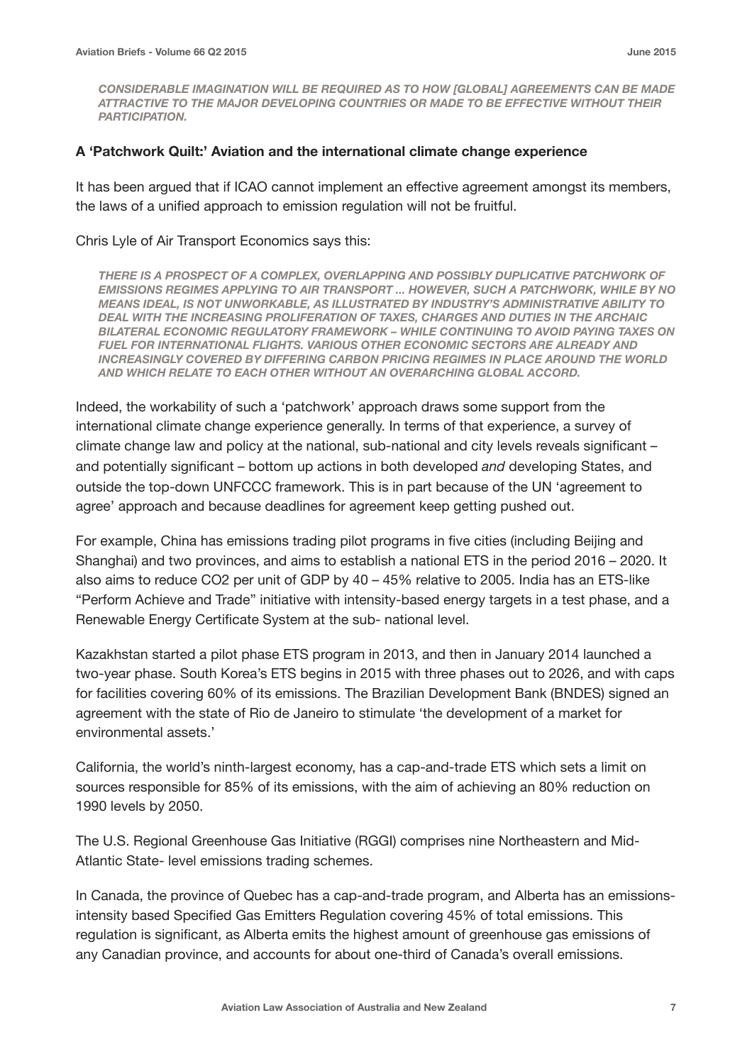*CONSIDERABLE IMAGINATION WILL BE REQUIRED AS TO HOW [GLOBAL] AGREEMENTS CAN BE MADE ATTRACTIVE TO THE MAJOR DEVELOPING COUNTRIES OR MADE TO BE EFFECTIVE WITHOUT THEIR PARTICIPATION.*

**A 'Patchwork Quilt:' Aviation and the international climate change experience**

It has been argued that if ICAO cannot implement an effective agreement amongst its members, the laws of a unified approach to emission regulation will not be fruitful.

Chris Lyle of Air Transport Economics says this:

*THERE IS A PROSPECT OF A COMPLEX, OVERLAPPING AND POSSIBLY DUPLICATIVE PATCHWORK OF EMISSIONS REGIMES APPLYING TO AIR TRANSPORT ... HOWEVER, SUCH A PATCHWORK, WHILE BY NO MEANS IDEAL, IS NOT UNWORKABLE, AS ILLUSTRATED BY INDUSTRY'S ADMINISTRATIVE ABILITY TO DEAL WITH THE INCREASING PROLIFERATION OF TAXES, CHARGES AND DUTIES IN THE ARCHAIC BILATERAL ECONOMIC REGULATORY FRAMEWORK – WHILE CONTINUING TO AVOID PAYING TAXES ON FUEL FOR INTERNATIONAL FLIGHTS. VARIOUS OTHER ECONOMIC SECTORS ARE ALREADY AND INCREASINGLY COVERED BY DIFFERING CARBON PRICING REGIMES IN PLACE AROUND THE WORLD AND WHICH RELATE TO EACH OTHER WITHOUT AN OVERARCHING GLOBAL ACCORD.*

Indeed, the workability of such a 'patchwork' approach draws some support from the international climate change experience generally. In terms of that experience, a survey of climate change law and policy at the national, sub-national and city levels reveals significant – and potentially significant – bottom up actions in both developed *and* developing States, and outside the top-down UNFCCC framework. This is in part because of the UN 'agreement to agree' approach and because deadlines for agreement keep getting pushed out.

For example, China has emissions trading pilot programs in five cities (including Beijing and Shanghai) and two provinces, and aims to establish a national ETS in the period 2016 – 2020. It also aims to reduce $CO_2$ per unit of GDP by 40 – 45% relative to 2005. India has an ETS-like "Perform Achieve and Trade" initiative with intensity-based energy targets in a test phase, and a Renewable Energy Certificate System at the sub- national level.

Kazakhstan started a pilot phase ETS program in 2013, and then in January 2014 launched a two-year phase. South Korea's ETS begins in 2015 with three phases out to 2026, and with caps for facilities covering 60% of its emissions. The Brazilian Development Bank (BNDES) signed an agreement with the state of Rio de Janeiro to stimulate 'the development of a market for environmental assets.'

California, the world's ninth-largest economy, has a cap-and-trade ETS which sets a limit on sources responsible for 85% of its emissions, with the aim of achieving an 80% reduction on 1990 levels by 2050.

The U.S. Regional Greenhouse Gas Initiative (RGGI) comprises nine Northeastern and Mid-Atlantic State- level emissions trading schemes.

In Canada, the province of Quebec has a cap-and-trade program, and Alberta has an emissions-intensity based Specified Gas Emitters Regulation covering 45% of total emissions. This regulation is significant, as Alberta emits the highest amount of greenhouse gas emissions of any Canadian province, and accounts for about one-third of Canada's overall emissions.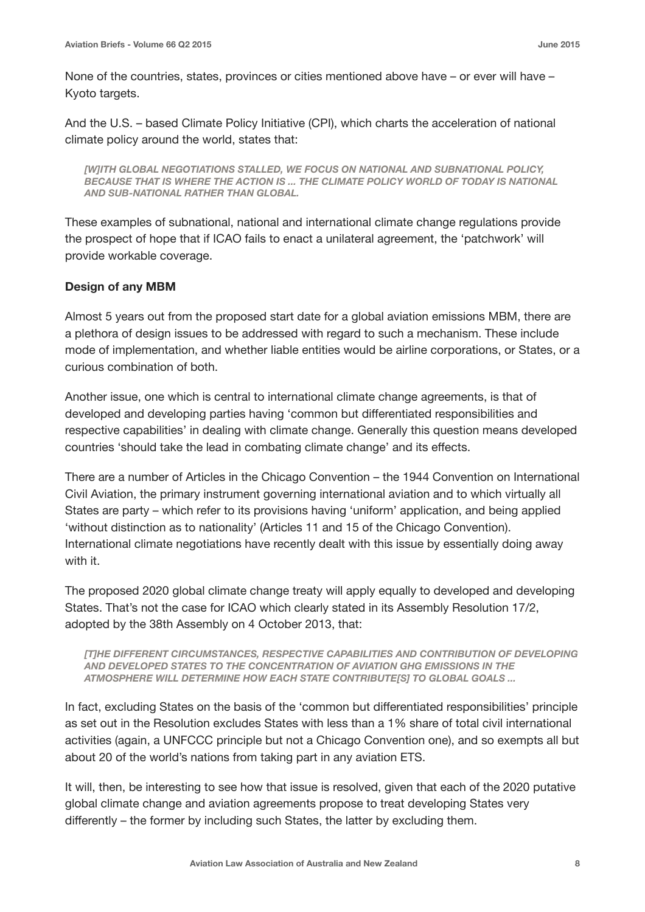None of the countries, states, provinces or cities mentioned above have – or ever will have – Kyoto targets.

And the U.S. – based Climate Policy Initiative (CPI), which charts the acceleration of national climate policy around the world, states that:

> ***[W]ITH GLOBAL NEGOTIATIONS STALLED, WE FOCUS ON NATIONAL AND SUBNATIONAL POLICY, BECAUSE THAT IS WHERE THE ACTION IS ... THE CLIMATE POLICY WORLD OF TODAY IS NATIONAL AND SUB-NATIONAL RATHER THAN GLOBAL.***

These examples of subnational, national and international climate change regulations provide the prospect of hope that if ICAO fails to enact a unilateral agreement, the 'patchwork' will provide workable coverage.

**Design of any MBM**

Almost 5 years out from the proposed start date for a global aviation emissions MBM, there are a plethora of design issues to be addressed with regard to such a mechanism. These include mode of implementation, and whether liable entities would be airline corporations, or States, or a curious combination of both.

Another issue, one which is central to international climate change agreements, is that of developed and developing parties having 'common but differentiated responsibilities and respective capabilities' in dealing with climate change. Generally this question means developed countries 'should take the lead in combating climate change' and its effects.

There are a number of Articles in the Chicago Convention – the 1944 Convention on International Civil Aviation, the primary instrument governing international aviation and to which virtually all States are party – which refer to its provisions having 'uniform' application, and being applied 'without distinction as to nationality' (Articles 11 and 15 of the Chicago Convention). International climate negotiations have recently dealt with this issue by essentially doing away with it.

The proposed 2020 global climate change treaty will apply equally to developed and developing States. That's not the case for ICAO which clearly stated in its Assembly Resolution 17/2, adopted by the 38th Assembly on 4 October 2013, that:

> ***[T]HE DIFFERENT CIRCUMSTANCES, RESPECTIVE CAPABILITIES AND CONTRIBUTION OF DEVELOPING AND DEVELOPED STATES TO THE CONCENTRATION OF AVIATION GHG EMISSIONS IN THE ATMOSPHERE WILL DETERMINE HOW EACH STATE CONTRIBUTE[S] TO GLOBAL GOALS ...***

In fact, excluding States on the basis of the 'common but differentiated responsibilities' principle as set out in the Resolution excludes States with less than a 1% share of total civil international activities (again, a UNFCCC principle but not a Chicago Convention one), and so exempts all but about 20 of the world's nations from taking part in any aviation ETS.

It will, then, be interesting to see how that issue is resolved, given that each of the 2020 putative global climate change and aviation agreements propose to treat developing States very differently – the former by including such States, the latter by excluding them.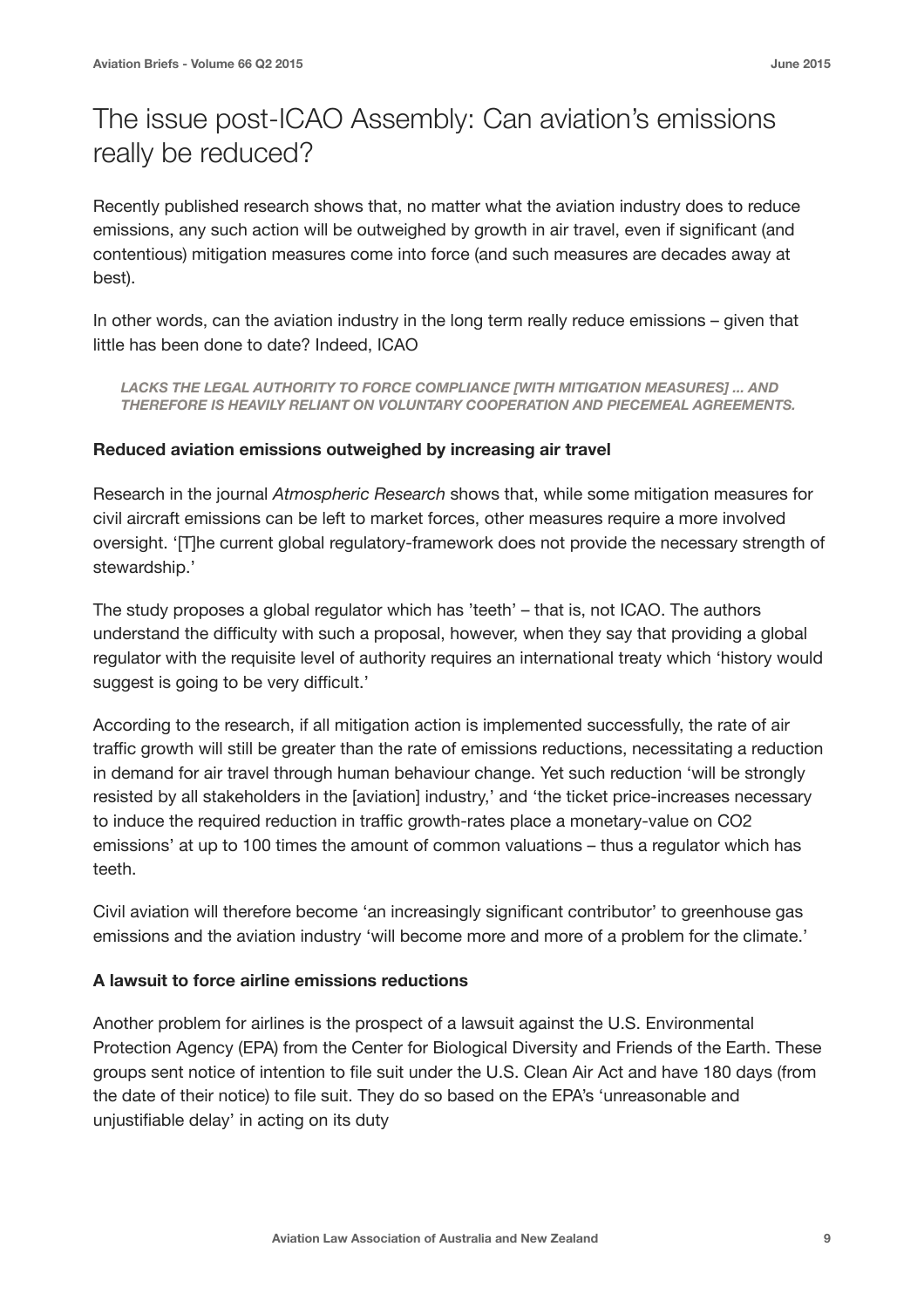# The issue post-ICAO Assembly: Can aviation's emissions really be reduced?

Recently published research shows that, no matter what the aviation industry does to reduce emissions, any such action will be outweighed by growth in air travel, even if significant (and contentious) mitigation measures come into force (and such measures are decades away at best).

In other words, can the aviation industry in the long term really reduce emissions – given that little has been done to date? Indeed, ICAO

> ***LACKS THE LEGAL AUTHORITY TO FORCE COMPLIANCE [WITH MITIGATION MEASURES] ... AND THEREFORE IS HEAVILY RELIANT ON VOLUNTARY COOPERATION AND PIECEMEAL AGREEMENTS.***

**Reduced aviation emissions outweighed by increasing air travel**

Research in the journal *Atmospheric Research* shows that, while some mitigation measures for civil aircraft emissions can be left to market forces, other measures require a more involved oversight. '[T]he current global regulatory-framework does not provide the necessary strength of stewardship.'

The study proposes a global regulator which has 'teeth' – that is, not ICAO. The authors understand the difficulty with such a proposal, however, when they say that providing a global regulator with the requisite level of authority requires an international treaty which 'history would suggest is going to be very difficult.'

According to the research, if all mitigation action is implemented successfully, the rate of air traffic growth will still be greater than the rate of emissions reductions, necessitating a reduction in demand for air travel through human behaviour change. Yet such reduction 'will be strongly resisted by all stakeholders in the [aviation] industry,' and 'the ticket price-increases necessary to induce the required reduction in traffic growth-rates place a monetary-value on $CO_2$ emissions' at up to 100 times the amount of common valuations – thus a regulator which has teeth.

Civil aviation will therefore become 'an increasingly significant contributor' to greenhouse gas emissions and the aviation industry 'will become more and more of a problem for the climate.'

**A lawsuit to force airline emissions reductions**

Another problem for airlines is the prospect of a lawsuit against the U.S. Environmental Protection Agency (EPA) from the Center for Biological Diversity and Friends of the Earth. These groups sent notice of intention to file suit under the U.S. Clean Air Act and have 180 days (from the date of their notice) to file suit. They do so based on the EPA's 'unreasonable and unjustifiable delay' in acting on its duty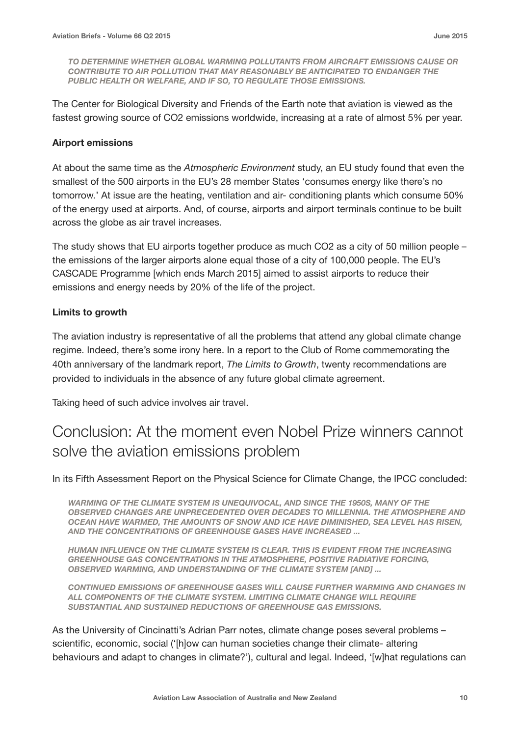*TO DETERMINE WHETHER GLOBAL WARMING POLLUTANTS FROM AIRCRAFT EMISSIONS CAUSE OR CONTRIBUTE TO AIR POLLUTION THAT MAY REASONABLY BE ANTICIPATED TO ENDANGER THE PUBLIC HEALTH OR WELFARE, AND IF SO, TO REGULATE THOSE EMISSIONS.*

The Center for Biological Diversity and Friends of the Earth note that aviation is viewed as the fastest growing source of $CO_2$ emissions worldwide, increasing at a rate of almost 5% per year.

**Airport emissions**

At about the same time as the *Atmospheric Environment* study, an EU study found that even the smallest of the 500 airports in the EU's 28 member States 'consumes energy like there's no tomorrow.' At issue are the heating, ventilation and air- conditioning plants which consume 50% of the energy used at airports. And, of course, airports and airport terminals continue to be built across the globe as air travel increases.

The study shows that EU airports together produce as much $CO_2$ as a city of 50 million people – the emissions of the larger airports alone equal those of a city of 100,000 people. The EU's CASCADE Programme [which ends March 2015] aimed to assist airports to reduce their emissions and energy needs by 20% of the life of the project.

**Limits to growth**

The aviation industry is representative of all the problems that attend any global climate change regime. Indeed, there's some irony here. In a report to the Club of Rome commemorating the 40th anniversary of the landmark report, *The Limits to Growth*, twenty recommendations are provided to individuals in the absence of any future global climate agreement.

Taking heed of such advice involves air travel.

## Conclusion: At the moment even Nobel Prize winners cannot solve the aviation emissions problem

In its Fifth Assessment Report on the Physical Science for Climate Change, the IPCC concluded:

*WARMING OF THE CLIMATE SYSTEM IS UNEQUIVOCAL, AND SINCE THE 1950S, MANY OF THE OBSERVED CHANGES ARE UNPRECEDENTED OVER DECADES TO MILLENNIA. THE ATMOSPHERE AND OCEAN HAVE WARMED, THE AMOUNTS OF SNOW AND ICE HAVE DIMINISHED, SEA LEVEL HAS RISEN, AND THE CONCENTRATIONS OF GREENHOUSE GASES HAVE INCREASED ...*

*HUMAN INFLUENCE ON THE CLIMATE SYSTEM IS CLEAR. THIS IS EVIDENT FROM THE INCREASING GREENHOUSE GAS CONCENTRATIONS IN THE ATMOSPHERE, POSITIVE RADIATIVE FORCING, OBSERVED WARMING, AND UNDERSTANDING OF THE CLIMATE SYSTEM [AND] ...*

*CONTINUED EMISSIONS OF GREENHOUSE GASES WILL CAUSE FURTHER WARMING AND CHANGES IN ALL COMPONENTS OF THE CLIMATE SYSTEM. LIMITING CLIMATE CHANGE WILL REQUIRE SUBSTANTIAL AND SUSTAINED REDUCTIONS OF GREENHOUSE GAS EMISSIONS.*

As the University of Cincinatti's Adrian Parr notes, climate change poses several problems – scientific, economic, social ('[h]ow can human societies change their climate- altering behaviours and adapt to changes in climate?'), cultural and legal. Indeed, '[w]hat regulations can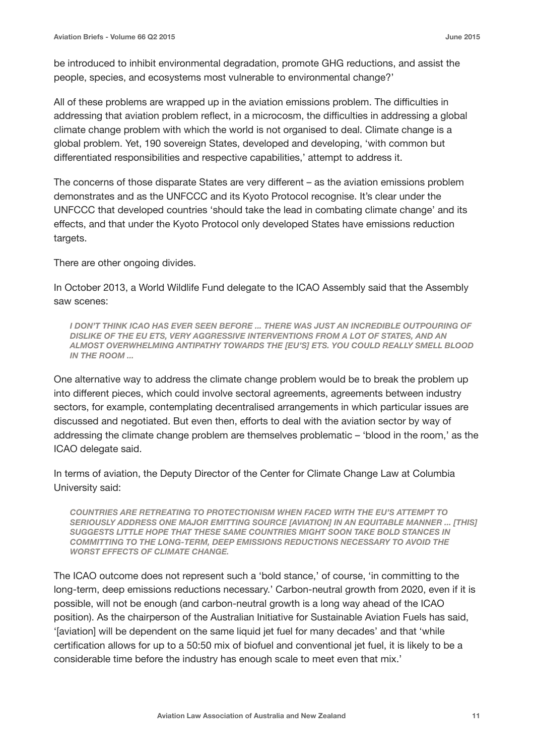be introduced to inhibit environmental degradation, promote GHG reductions, and assist the people, species, and ecosystems most vulnerable to environmental change?'

All of these problems are wrapped up in the aviation emissions problem. The difficulties in addressing that aviation problem reflect, in a microcosm, the difficulties in addressing a global climate change problem with which the world is not organised to deal. Climate change is a global problem. Yet, 190 sovereign States, developed and developing, 'with common but differentiated responsibilities and respective capabilities,' attempt to address it.

The concerns of those disparate States are very different – as the aviation emissions problem demonstrates and as the UNFCCC and its Kyoto Protocol recognise. It's clear under the UNFCCC that developed countries 'should take the lead in combating climate change' and its effects, and that under the Kyoto Protocol only developed States have emissions reduction targets.

There are other ongoing divides.

In October 2013, a World Wildlife Fund delegate to the ICAO Assembly said that the Assembly saw scenes:

> ***I DON'T THINK ICAO HAS EVER SEEN BEFORE ... THERE WAS JUST AN INCREDIBLE OUTPOURING OF DISLIKE OF THE EU ETS, VERY AGGRESSIVE INTERVENTIONS FROM A LOT OF STATES, AND AN ALMOST OVERWHELMING ANTIPATHY TOWARDS THE [EU'S] ETS. YOU COULD REALLY SMELL BLOOD IN THE ROOM ...***

One alternative way to address the climate change problem would be to break the problem up into different pieces, which could involve sectoral agreements, agreements between industry sectors, for example, contemplating decentralised arrangements in which particular issues are discussed and negotiated. But even then, efforts to deal with the aviation sector by way of addressing the climate change problem are themselves problematic – 'blood in the room,' as the ICAO delegate said.

In terms of aviation, the Deputy Director of the Center for Climate Change Law at Columbia University said:

> ***COUNTRIES ARE RETREATING TO PROTECTIONISM WHEN FACED WITH THE EU'S ATTEMPT TO SERIOUSLY ADDRESS ONE MAJOR EMITTING SOURCE [AVIATION] IN AN EQUITABLE MANNER ... [THIS] SUGGESTS LITTLE HOPE THAT THESE SAME COUNTRIES MIGHT SOON TAKE BOLD STANCES IN COMMITTING TO THE LONG-TERM, DEEP EMISSIONS REDUCTIONS NECESSARY TO AVOID THE WORST EFFECTS OF CLIMATE CHANGE.***

The ICAO outcome does not represent such a 'bold stance,' of course, 'in committing to the long-term, deep emissions reductions necessary.' Carbon-neutral growth from 2020, even if it is possible, will not be enough (and carbon-neutral growth is a long way ahead of the ICAO position). As the chairperson of the Australian Initiative for Sustainable Aviation Fuels has said, '[aviation] will be dependent on the same liquid jet fuel for many decades' and that 'while certification allows for up to a 50:50 mix of biofuel and conventional jet fuel, it is likely to be a considerable time before the industry has enough scale to meet even that mix.'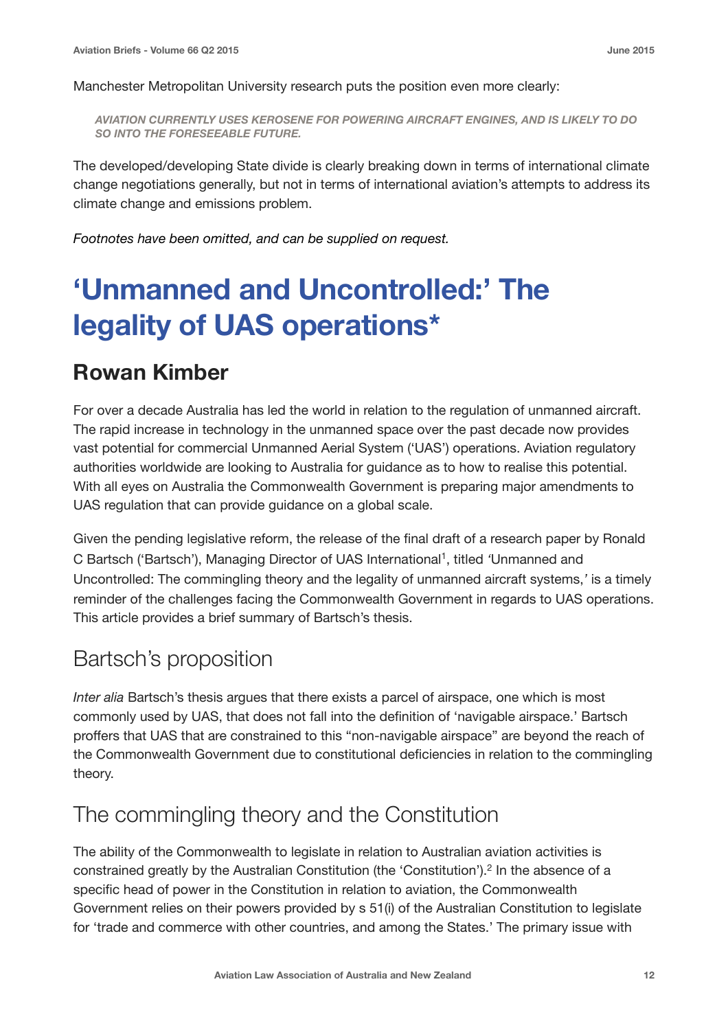Manchester Metropolitan University research puts the position even more clearly:

> *AVIATION CURRENTLY USES KEROSENE FOR POWERING AIRCRAFT ENGINES, AND IS LIKELY TO DO SO INTO THE FORESEEABLE FUTURE.*

The developed/developing State divide is clearly breaking down in terms of international climate change negotiations generally, but not in terms of international aviation's attempts to address its climate change and emissions problem.

*Footnotes have been omitted, and can be supplied on request.*

# 'Unmanned and Uncontrolled:' The legality of UAS operations*

## Rowan Kimber

For over a decade Australia has led the world in relation to the regulation of unmanned aircraft. The rapid increase in technology in the unmanned space over the past decade now provides vast potential for commercial Unmanned Aerial System ('UAS') operations. Aviation regulatory authorities worldwide are looking to Australia for guidance as to how to realise this potential. With all eyes on Australia the Commonwealth Government is preparing major amendments to UAS regulation that can provide guidance on a global scale.

Given the pending legislative reform, the release of the final draft of a research paper by Ronald C Bartsch ('Bartsch'), Managing Director of UAS International[1], titled 'Unmanned and Uncontrolled: The commingling theory and the legality of unmanned aircraft systems,' is a timely reminder of the challenges facing the Commonwealth Government in regards to UAS operations. This article provides a brief summary of Bartsch's thesis.

### Bartsch's proposition

*Inter alia* Bartsch's thesis argues that there exists a parcel of airspace, one which is most commonly used by UAS, that does not fall into the definition of 'navigable airspace.' Bartsch proffers that UAS that are constrained to this "non-navigable airspace" are beyond the reach of the Commonwealth Government due to constitutional deficiencies in relation to the commingling theory.

### The commingling theory and the Constitution

The ability of the Commonwealth to legislate in relation to Australian aviation activities is constrained greatly by the Australian Constitution (the 'Constitution').[2] In the absence of a specific head of power in the Constitution in relation to aviation, the Commonwealth Government relies on their powers provided by s 51(i) of the Australian Constitution to legislate for 'trade and commerce with other countries, and among the States.' The primary issue with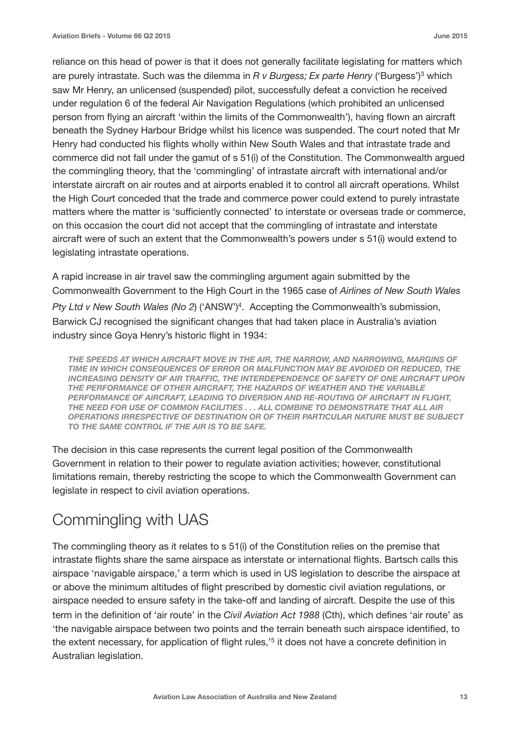reliance on this head of power is that it does not generally facilitate legislating for matters which are purely intrastate. Such was the dilemma in *R v Burgess; Ex parte Henry* ('Burgess')[3] which saw Mr Henry, an unlicensed (suspended) pilot, successfully defeat a conviction he received under regulation 6 of the federal Air Navigation Regulations (which prohibited an unlicensed person from flying an aircraft 'within the limits of the Commonwealth'), having flown an aircraft beneath the Sydney Harbour Bridge whilst his licence was suspended. The court noted that Mr Henry had conducted his flights wholly within New South Wales and that intrastate trade and commerce did not fall under the gamut of s 51(i) of the Constitution. The Commonwealth argued the commingling theory, that the 'commingling' of intrastate aircraft with international and/or interstate aircraft on air routes and at airports enabled it to control all aircraft operations. Whilst the High Court conceded that the trade and commerce power could extend to purely intrastate matters where the matter is 'sufficiently connected' to interstate or overseas trade or commerce, on this occasion the court did not accept that the commingling of intrastate and interstate aircraft were of such an extent that the Commonwealth's powers under s 51(i) would extend to legislating intrastate operations.

A rapid increase in air travel saw the commingling argument again submitted by the Commonwealth Government to the High Court in the 1965 case of *Airlines of New South Wales Pty Ltd v New South Wales (No 2*) ('ANSW')[4]. Accepting the Commonwealth's submission, Barwick CJ recognised the significant changes that had taken place in Australia's aviation industry since Goya Henry's historic flight in 1934:

> ***THE SPEEDS AT WHICH AIRCRAFT MOVE IN THE AIR, THE NARROW, AND NARROWING, MARGINS OF TIME IN WHICH CONSEQUENCES OF ERROR OR MALFUNCTION MAY BE AVOIDED OR REDUCED, THE INCREASING DENSITY OF AIR TRAFFIC, THE INTERDEPENDENCE OF SAFETY OF ONE AIRCRAFT UPON THE PERFORMANCE OF OTHER AIRCRAFT, THE HAZARDS OF WEATHER AND THE VARIABLE PERFORMANCE OF AIRCRAFT, LEADING TO DIVERSION AND RE-ROUTING OF AIRCRAFT IN FLIGHT, THE NEED FOR USE OF COMMON FACILITIES . . . ALL COMBINE TO DEMONSTRATE THAT ALL AIR OPERATIONS IRRESPECTIVE OF DESTINATION OR OF THEIR PARTICULAR NATURE MUST BE SUBJECT TO THE SAME CONTROL IF THE AIR IS TO BE SAFE.***

The decision in this case represents the current legal position of the Commonwealth Government in relation to their power to regulate aviation activities; however, constitutional limitations remain, thereby restricting the scope to which the Commonwealth Government can legislate in respect to civil aviation operations.

## Commingling with UAS

The commingling theory as it relates to s 51(i) of the Constitution relies on the premise that intrastate flights share the same airspace as interstate or international flights. Bartsch calls this airspace 'navigable airspace,' a term which is used in US legislation to describe the airspace at or above the minimum altitudes of flight prescribed by domestic civil aviation regulations, or airspace needed to ensure safety in the take-off and landing of aircraft. Despite the use of this term in the definition of 'air route' in the *Civil Aviation Act 1988* (Cth), which defines 'air route' as 'the navigable airspace between two points and the terrain beneath such airspace identified, to the extent necessary, for application of flight rules,'[5] it does not have a concrete definition in Australian legislation.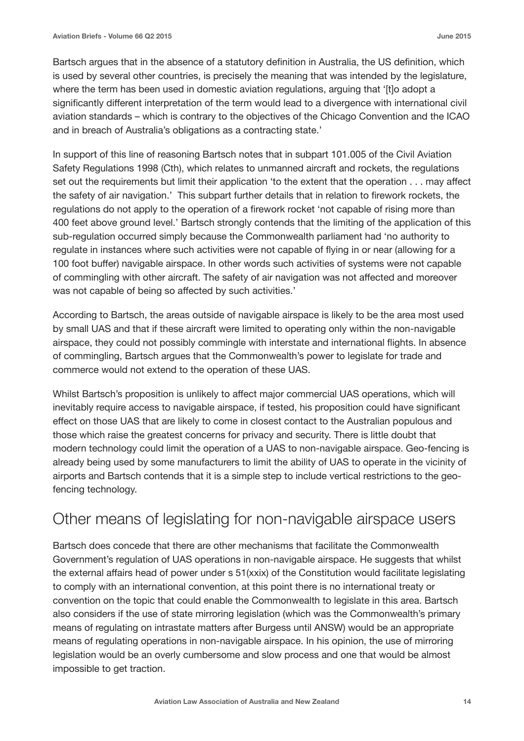Bartsch argues that in the absence of a statutory definition in Australia, the US definition, which is used by several other countries, is precisely the meaning that was intended by the legislature, where the term has been used in domestic aviation regulations, arguing that '[t]o adopt a significantly different interpretation of the term would lead to a divergence with international civil aviation standards – which is contrary to the objectives of the Chicago Convention and the ICAO and in breach of Australia's obligations as a contracting state.'

In support of this line of reasoning Bartsch notes that in subpart 101.005 of the Civil Aviation Safety Regulations 1998 (Cth), which relates to unmanned aircraft and rockets, the regulations set out the requirements but limit their application 'to the extent that the operation . . . may affect the safety of air navigation.' This subpart further details that in relation to firework rockets, the regulations do not apply to the operation of a firework rocket 'not capable of rising more than 400 feet above ground level.' Bartsch strongly contends that the limiting of the application of this sub-regulation occurred simply because the Commonwealth parliament had 'no authority to regulate in instances where such activities were not capable of flying in or near (allowing for a 100 foot buffer) navigable airspace. In other words such activities of systems were not capable of commingling with other aircraft. The safety of air navigation was not affected and moreover was not capable of being so affected by such activities.'

According to Bartsch, the areas outside of navigable airspace is likely to be the area most used by small UAS and that if these aircraft were limited to operating only within the non-navigable airspace, they could not possibly commingle with interstate and international flights. In absence of commingling, Bartsch argues that the Commonwealth's power to legislate for trade and commerce would not extend to the operation of these UAS.

Whilst Bartsch's proposition is unlikely to affect major commercial UAS operations, which will inevitably require access to navigable airspace, if tested, his proposition could have significant effect on those UAS that are likely to come in closest contact to the Australian populous and those which raise the greatest concerns for privacy and security. There is little doubt that modern technology could limit the operation of a UAS to non-navigable airspace. Geo-fencing is already being used by some manufacturers to limit the ability of UAS to operate in the vicinity of airports and Bartsch contends that it is a simple step to include vertical restrictions to the geo-fencing technology.

## Other means of legislating for non-navigable airspace users

Bartsch does concede that there are other mechanisms that facilitate the Commonwealth Government's regulation of UAS operations in non-navigable airspace. He suggests that whilst the external affairs head of power under s 51(xxix) of the Constitution would facilitate legislating to comply with an international convention, at this point there is no international treaty or convention on the topic that could enable the Commonwealth to legislate in this area. Bartsch also considers if the use of state mirroring legislation (which was the Commonwealth's primary means of regulating on intrastate matters after Burgess until ANSW) would be an appropriate means of regulating operations in non-navigable airspace. In his opinion, the use of mirroring legislation would be an overly cumbersome and slow process and one that would be almost impossible to get traction.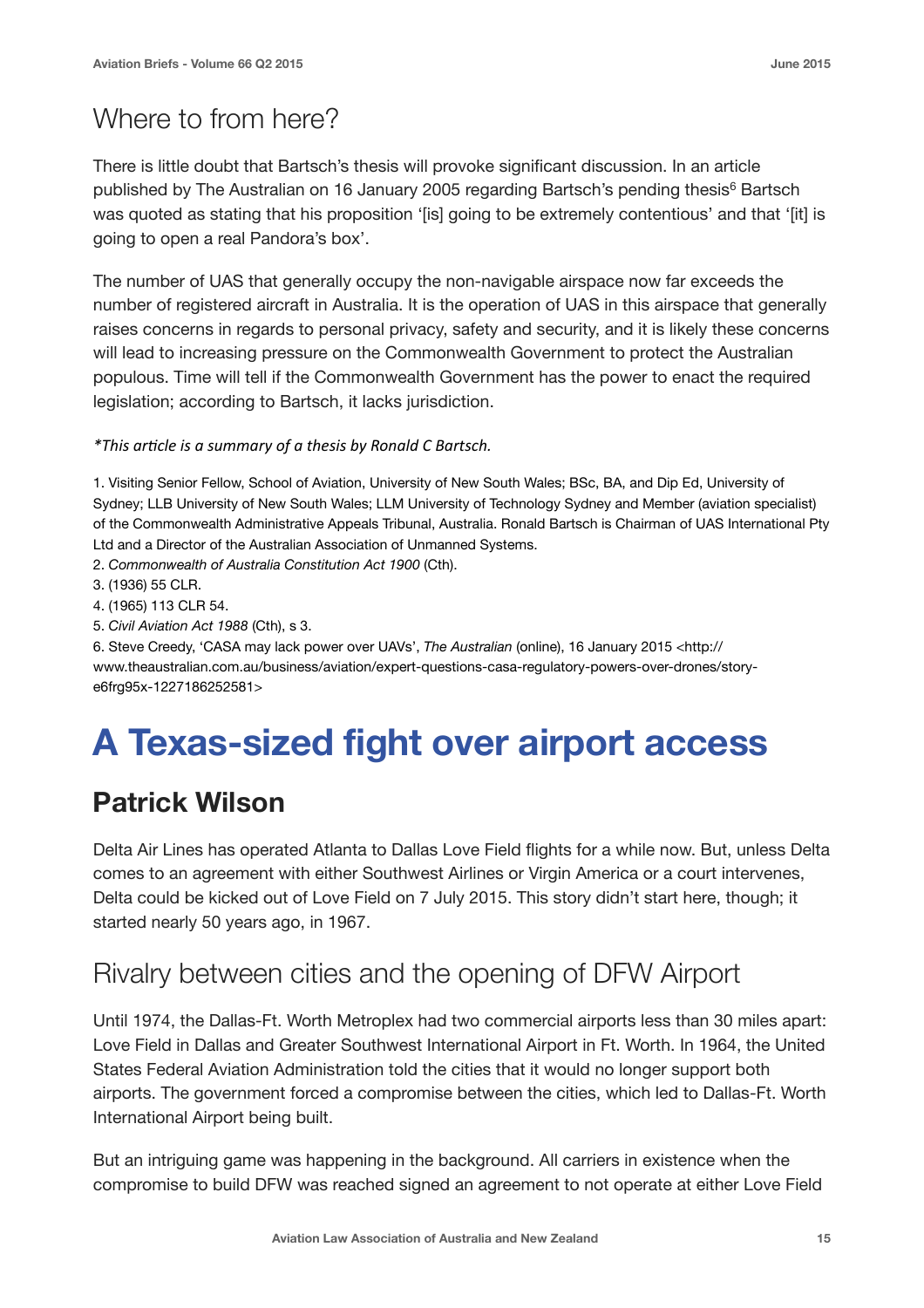## Where to from here?

There is little doubt that Bartsch's thesis will provoke significant discussion. In an article published by The Australian on 16 January 2005 regarding Bartsch's pending thesis[6] Bartsch was quoted as stating that his proposition '[is] going to be extremely contentious' and that '[it] is going to open a real Pandora's box'.

The number of UAS that generally occupy the non-navigable airspace now far exceeds the number of registered aircraft in Australia. It is the operation of UAS in this airspace that generally raises concerns in regards to personal privacy, safety and security, and it is likely these concerns will lead to increasing pressure on the Commonwealth Government to protect the Australian populous. Time will tell if the Commonwealth Government has the power to enact the required legislation; according to Bartsch, it lacks jurisdiction.

*\*This article is a summary of a thesis by Ronald C Bartsch.*

1. Visiting Senior Fellow, School of Aviation, University of New South Wales; BSc, BA, and Dip Ed, University of Sydney; LLB University of New South Wales; LLM University of Technology Sydney and Member (aviation specialist) of the Commonwealth Administrative Appeals Tribunal, Australia. Ronald Bartsch is Chairman of UAS International Pty Ltd and a Director of the Australian Association of Unmanned Systems.
2. *Commonwealth of Australia Constitution Act 1900* (Cth).
3. (1936) 55 CLR.
4. (1965) 113 CLR 54.
5. *Civil Aviation Act 1988* (Cth), s 3.
6. Steve Creedy, 'CASA may lack power over UAVs', *The Australian* (online), 16 January 2015 <http://www.theaustralian.com.au/business/aviation/expert-questions-casa-regulatory-powers-over-drones/story-e6frg95x-1227186252581>

# A Texas-sized fight over airport access

## Patrick Wilson

Delta Air Lines has operated Atlanta to Dallas Love Field flights for a while now. But, unless Delta comes to an agreement with either Southwest Airlines or Virgin America or a court intervenes, Delta could be kicked out of Love Field on 7 July 2015. This story didn't start here, though; it started nearly 50 years ago, in 1967.

## Rivalry between cities and the opening of DFW Airport

Until 1974, the Dallas-Ft. Worth Metroplex had two commercial airports less than 30 miles apart: Love Field in Dallas and Greater Southwest International Airport in Ft. Worth. In 1964, the United States Federal Aviation Administration told the cities that it would no longer support both airports. The government forced a compromise between the cities, which led to Dallas-Ft. Worth International Airport being built.

But an intriguing game was happening in the background. All carriers in existence when the compromise to build DFW was reached signed an agreement to not operate at either Love Field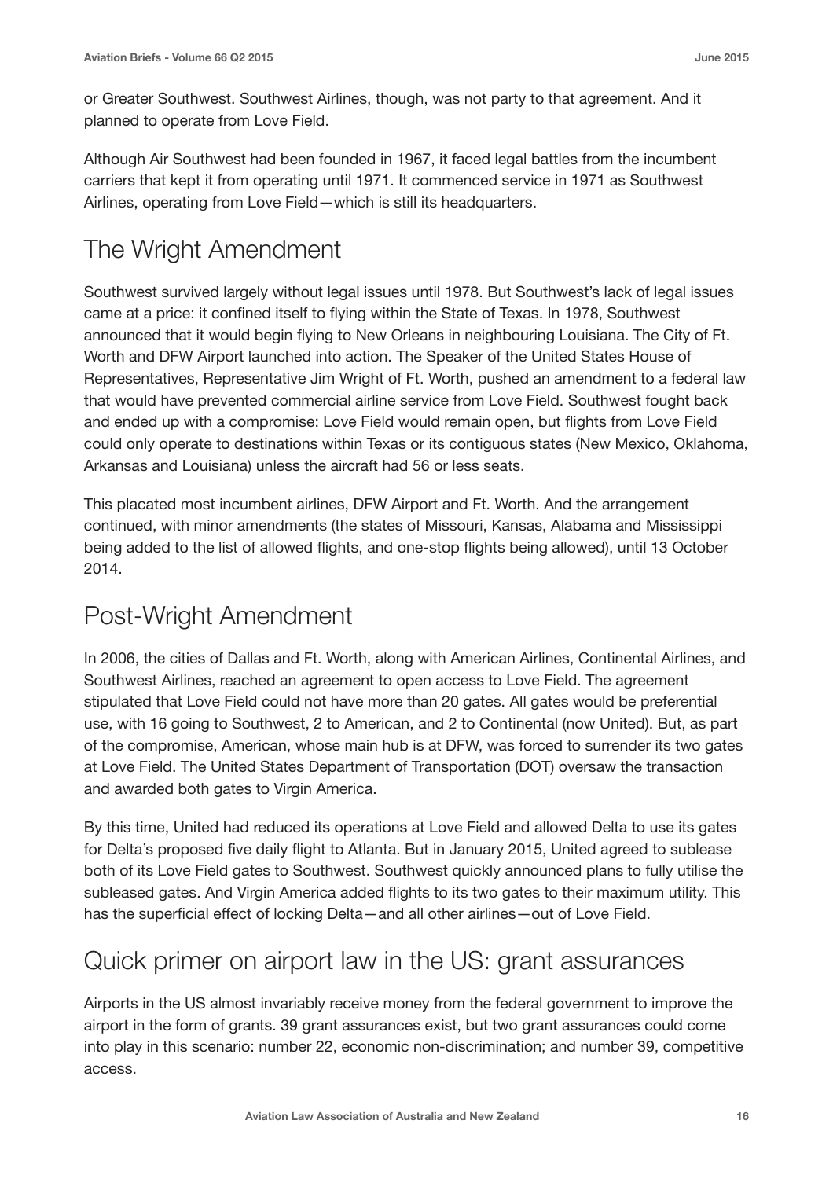or Greater Southwest. Southwest Airlines, though, was not party to that agreement. And it planned to operate from Love Field.

Although Air Southwest had been founded in 1967, it faced legal battles from the incumbent carriers that kept it from operating until 1971. It commenced service in 1971 as Southwest Airlines, operating from Love Field—which is still its headquarters.

## The Wright Amendment

Southwest survived largely without legal issues until 1978. But Southwest's lack of legal issues came at a price: it confined itself to flying within the State of Texas. In 1978, Southwest announced that it would begin flying to New Orleans in neighbouring Louisiana. The City of Ft. Worth and DFW Airport launched into action. The Speaker of the United States House of Representatives, Representative Jim Wright of Ft. Worth, pushed an amendment to a federal law that would have prevented commercial airline service from Love Field. Southwest fought back and ended up with a compromise: Love Field would remain open, but flights from Love Field could only operate to destinations within Texas or its contiguous states (New Mexico, Oklahoma, Arkansas and Louisiana) unless the aircraft had 56 or less seats.

This placated most incumbent airlines, DFW Airport and Ft. Worth. And the arrangement continued, with minor amendments (the states of Missouri, Kansas, Alabama and Mississippi being added to the list of allowed flights, and one-stop flights being allowed), until 13 October 2014.

## Post-Wright Amendment

In 2006, the cities of Dallas and Ft. Worth, along with American Airlines, Continental Airlines, and Southwest Airlines, reached an agreement to open access to Love Field. The agreement stipulated that Love Field could not have more than 20 gates. All gates would be preferential use, with 16 going to Southwest, 2 to American, and 2 to Continental (now United). But, as part of the compromise, American, whose main hub is at DFW, was forced to surrender its two gates at Love Field. The United States Department of Transportation (DOT) oversaw the transaction and awarded both gates to Virgin America.

By this time, United had reduced its operations at Love Field and allowed Delta to use its gates for Delta's proposed five daily flight to Atlanta. But in January 2015, United agreed to sublease both of its Love Field gates to Southwest. Southwest quickly announced plans to fully utilise the subleased gates. And Virgin America added flights to its two gates to their maximum utility. This has the superficial effect of locking Delta—and all other airlines—out of Love Field.

## Quick primer on airport law in the US: grant assurances

Airports in the US almost invariably receive money from the federal government to improve the airport in the form of grants. 39 grant assurances exist, but two grant assurances could come into play in this scenario: number 22, economic non-discrimination; and number 39, competitive access.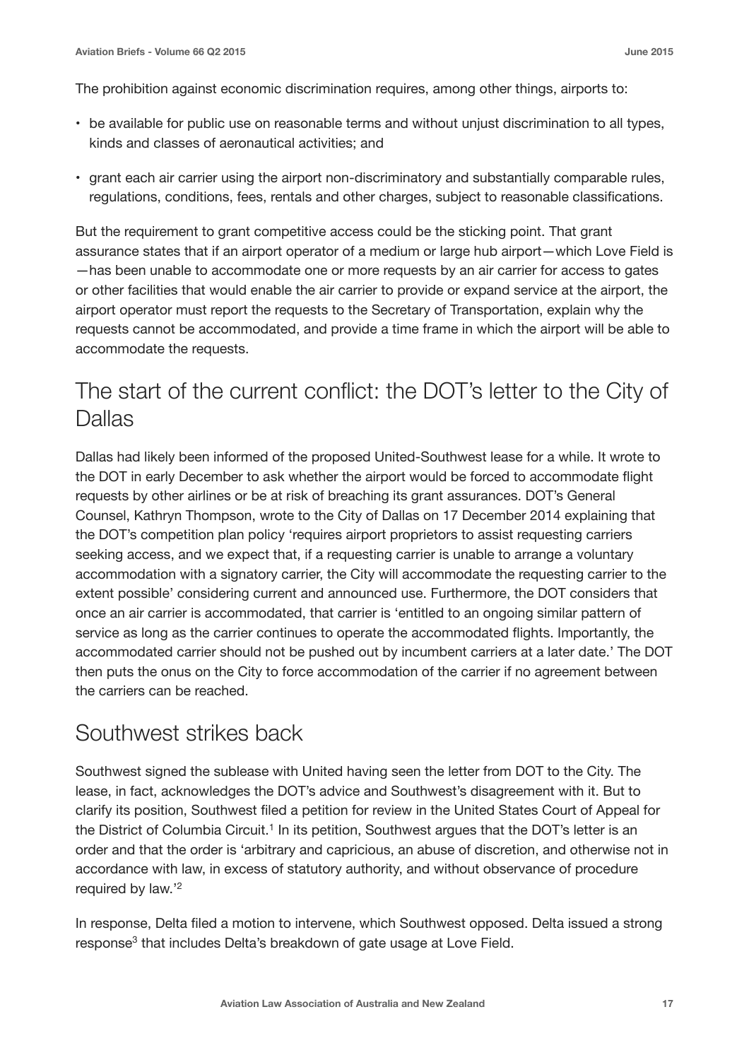The prohibition against economic discrimination requires, among other things, airports to:

- be available for public use on reasonable terms and without unjust discrimination to all types, kinds and classes of aeronautical activities; and
- grant each air carrier using the airport non-discriminatory and substantially comparable rules, regulations, conditions, fees, rentals and other charges, subject to reasonable classifications.

But the requirement to grant competitive access could be the sticking point. That grant assurance states that if an airport operator of a medium or large hub airport—which Love Field is—has been unable to accommodate one or more requests by an air carrier for access to gates or other facilities that would enable the air carrier to provide or expand service at the airport, the airport operator must report the requests to the Secretary of Transportation, explain why the requests cannot be accommodated, and provide a time frame in which the airport will be able to accommodate the requests.

## The start of the current conflict: the DOT's letter to the City of Dallas

Dallas had likely been informed of the proposed United-Southwest lease for a while. It wrote to the DOT in early December to ask whether the airport would be forced to accommodate flight requests by other airlines or be at risk of breaching its grant assurances. DOT's General Counsel, Kathryn Thompson, wrote to the City of Dallas on 17 December 2014 explaining that the DOT's competition plan policy 'requires airport proprietors to assist requesting carriers seeking access, and we expect that, if a requesting carrier is unable to arrange a voluntary accommodation with a signatory carrier, the City will accommodate the requesting carrier to the extent possible' considering current and announced use. Furthermore, the DOT considers that once an air carrier is accommodated, that carrier is 'entitled to an ongoing similar pattern of service as long as the carrier continues to operate the accommodated flights. Importantly, the accommodated carrier should not be pushed out by incumbent carriers at a later date.' The DOT then puts the onus on the City to force accommodation of the carrier if no agreement between the carriers can be reached.

## Southwest strikes back

Southwest signed the sublease with United having seen the letter from DOT to the City. The lease, in fact, acknowledges the DOT's advice and Southwest's disagreement with it. But to clarify its position, Southwest filed a petition for review in the United States Court of Appeal for the District of Columbia Circuit.[1] In its petition, Southwest argues that the DOT's letter is an order and that the order is 'arbitrary and capricious, an abuse of discretion, and otherwise not in accordance with law, in excess of statutory authority, and without observance of procedure required by law.'[2]

In response, Delta filed a motion to intervene, which Southwest opposed. Delta issued a strong response[3] that includes Delta's breakdown of gate usage at Love Field.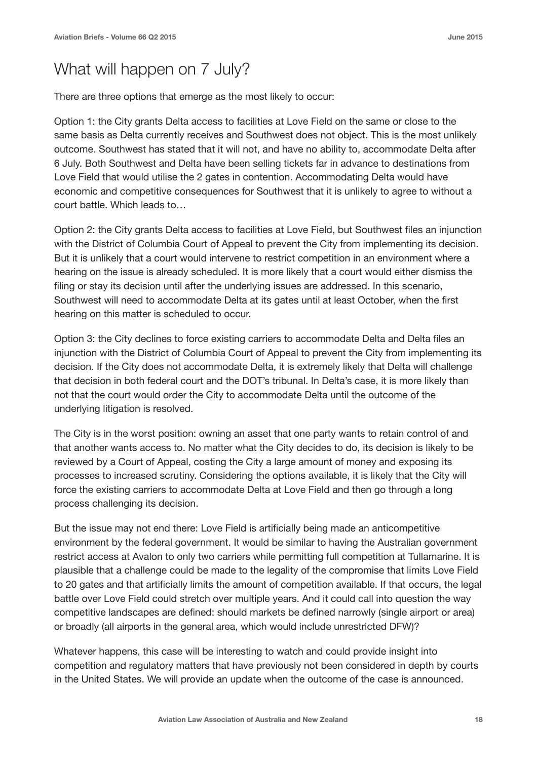## What will happen on 7 July?

There are three options that emerge as the most likely to occur:

Option 1: the City grants Delta access to facilities at Love Field on the same or close to the same basis as Delta currently receives and Southwest does not object. This is the most unlikely outcome. Southwest has stated that it will not, and have no ability to, accommodate Delta after 6 July. Both Southwest and Delta have been selling tickets far in advance to destinations from Love Field that would utilise the 2 gates in contention. Accommodating Delta would have economic and competitive consequences for Southwest that it is unlikely to agree to without a court battle. Which leads to…

Option 2: the City grants Delta access to facilities at Love Field, but Southwest files an injunction with the District of Columbia Court of Appeal to prevent the City from implementing its decision. But it is unlikely that a court would intervene to restrict competition in an environment where a hearing on the issue is already scheduled. It is more likely that a court would either dismiss the filing or stay its decision until after the underlying issues are addressed. In this scenario, Southwest will need to accommodate Delta at its gates until at least October, when the first hearing on this matter is scheduled to occur.

Option 3: the City declines to force existing carriers to accommodate Delta and Delta files an injunction with the District of Columbia Court of Appeal to prevent the City from implementing its decision. If the City does not accommodate Delta, it is extremely likely that Delta will challenge that decision in both federal court and the DOT's tribunal. In Delta's case, it is more likely than not that the court would order the City to accommodate Delta until the outcome of the underlying litigation is resolved.

The City is in the worst position: owning an asset that one party wants to retain control of and that another wants access to. No matter what the City decides to do, its decision is likely to be reviewed by a Court of Appeal, costing the City a large amount of money and exposing its processes to increased scrutiny. Considering the options available, it is likely that the City will force the existing carriers to accommodate Delta at Love Field and then go through a long process challenging its decision.

But the issue may not end there: Love Field is artificially being made an anticompetitive environment by the federal government. It would be similar to having the Australian government restrict access at Avalon to only two carriers while permitting full competition at Tullamarine. It is plausible that a challenge could be made to the legality of the compromise that limits Love Field to 20 gates and that artificially limits the amount of competition available. If that occurs, the legal battle over Love Field could stretch over multiple years. And it could call into question the way competitive landscapes are defined: should markets be defined narrowly (single airport or area) or broadly (all airports in the general area, which would include unrestricted DFW)?

Whatever happens, this case will be interesting to watch and could provide insight into competition and regulatory matters that have previously not been considered in depth by courts in the United States. We will provide an update when the outcome of the case is announced.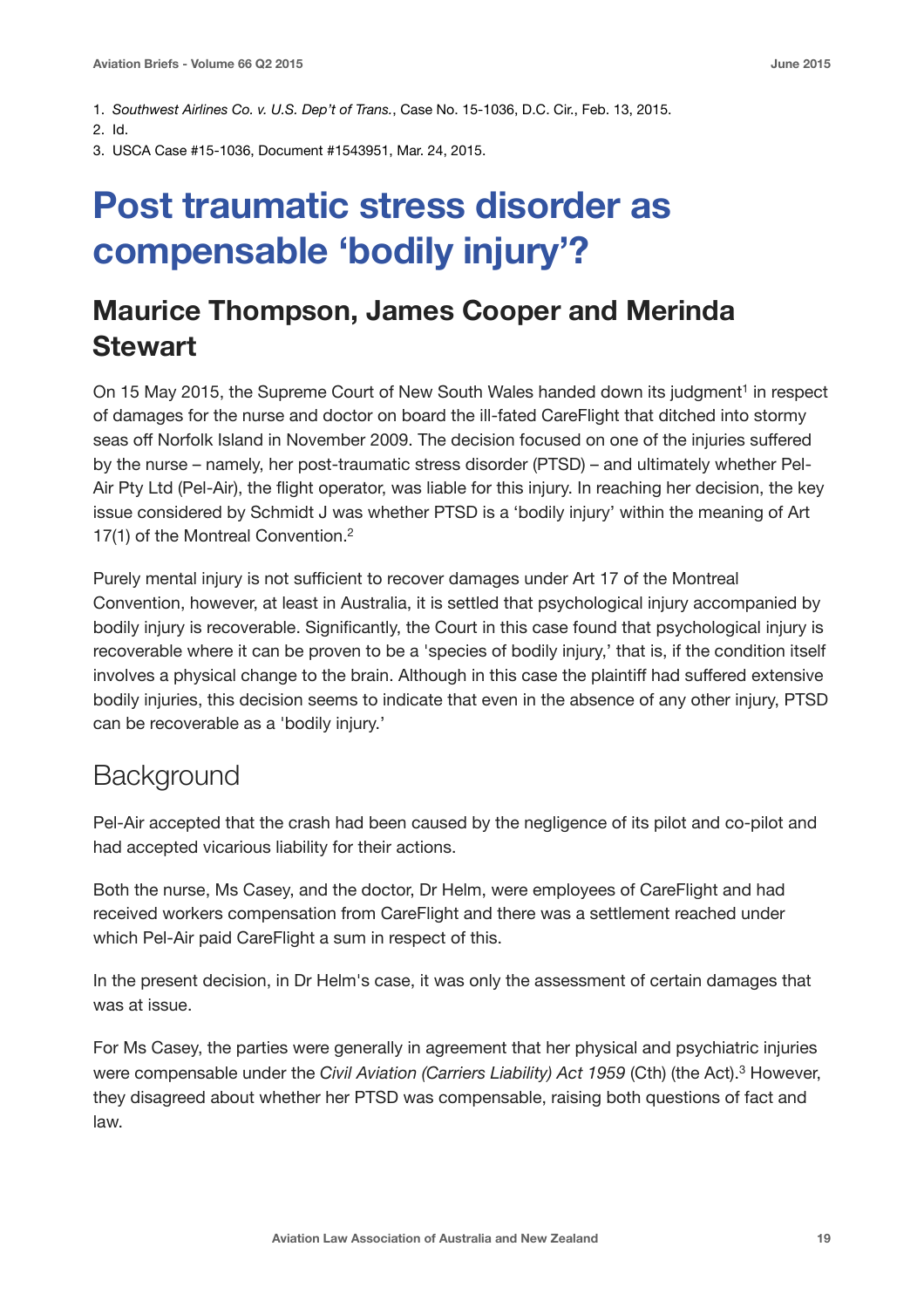1. *Southwest Airlines Co. v. U.S. Dep't of Trans.*, Case No. 15-1036, D.C. Cir., Feb. 13, 2015.
2. Id.
3. USCA Case #15-1036, Document #1543951, Mar. 24, 2015.

# Post traumatic stress disorder as compensable 'bodily injury'?

## Maurice Thompson, James Cooper and Merinda Stewart

On 15 May 2015, the Supreme Court of New South Wales handed down its judgment[1] in respect of damages for the nurse and doctor on board the ill-fated CareFlight that ditched into stormy seas off Norfolk Island in November 2009. The decision focused on one of the injuries suffered by the nurse – namely, her post-traumatic stress disorder (PTSD) – and ultimately whether Pel-Air Pty Ltd (Pel-Air), the flight operator, was liable for this injury. In reaching her decision, the key issue considered by Schmidt J was whether PTSD is a 'bodily injury' within the meaning of Art 17(1) of the Montreal Convention.[2]

Purely mental injury is not sufficient to recover damages under Art 17 of the Montreal Convention, however, at least in Australia, it is settled that psychological injury accompanied by bodily injury is recoverable. Significantly, the Court in this case found that psychological injury is recoverable where it can be proven to be a 'species of bodily injury,' that is, if the condition itself involves a physical change to the brain. Although in this case the plaintiff had suffered extensive bodily injuries, this decision seems to indicate that even in the absence of any other injury, PTSD can be recoverable as a 'bodily injury.'

## Background

Pel-Air accepted that the crash had been caused by the negligence of its pilot and co-pilot and had accepted vicarious liability for their actions.

Both the nurse, Ms Casey, and the doctor, Dr Helm, were employees of CareFlight and had received workers compensation from CareFlight and there was a settlement reached under which Pel-Air paid CareFlight a sum in respect of this.

In the present decision, in Dr Helm's case, it was only the assessment of certain damages that was at issue.

For Ms Casey, the parties were generally in agreement that her physical and psychiatric injuries were compensable under the *Civil Aviation (Carriers Liability) Act 1959* (Cth) (the Act).[3] However, they disagreed about whether her PTSD was compensable, raising both questions of fact and law.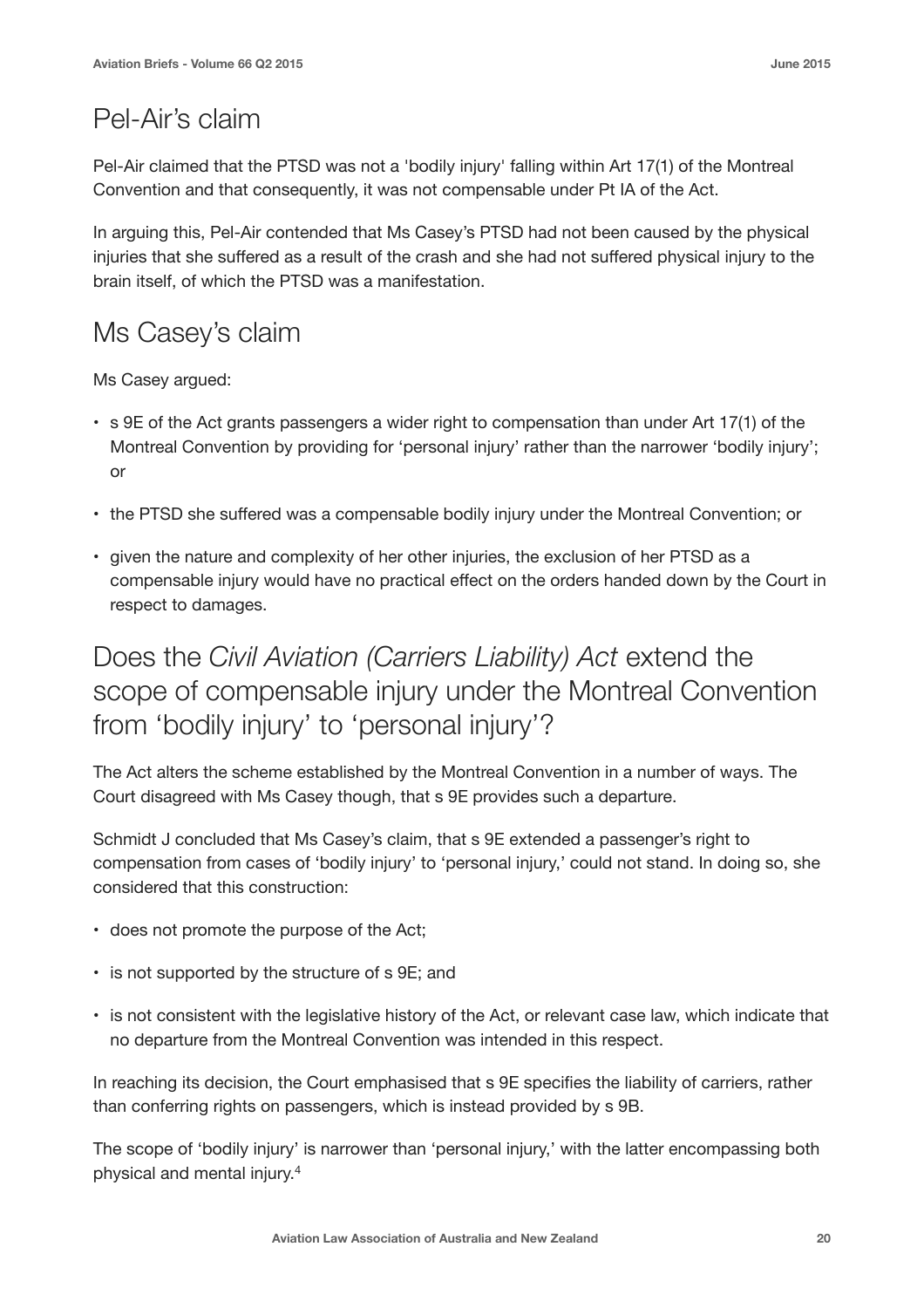## Pel-Air's claim

Pel-Air claimed that the PTSD was not a 'bodily injury' falling within Art 17(1) of the Montreal Convention and that consequently, it was not compensable under Pt IA of the Act.

In arguing this, Pel-Air contended that Ms Casey's PTSD had not been caused by the physical injuries that she suffered as a result of the crash and she had not suffered physical injury to the brain itself, of which the PTSD was a manifestation.

## Ms Casey's claim

Ms Casey argued:

- s 9E of the Act grants passengers a wider right to compensation than under Art 17(1) of the Montreal Convention by providing for 'personal injury' rather than the narrower 'bodily injury'; or
- the PTSD she suffered was a compensable bodily injury under the Montreal Convention; or
- given the nature and complexity of her other injuries, the exclusion of her PTSD as a compensable injury would have no practical effect on the orders handed down by the Court in respect to damages.

## Does the *Civil Aviation (Carriers Liability) Act* extend the scope of compensable injury under the Montreal Convention from 'bodily injury' to 'personal injury'?

The Act alters the scheme established by the Montreal Convention in a number of ways. The Court disagreed with Ms Casey though, that s 9E provides such a departure.

Schmidt J concluded that Ms Casey's claim, that s 9E extended a passenger's right to compensation from cases of 'bodily injury' to 'personal injury,' could not stand. In doing so, she considered that this construction:

- does not promote the purpose of the Act;
- is not supported by the structure of s 9E; and
- is not consistent with the legislative history of the Act, or relevant case law, which indicate that no departure from the Montreal Convention was intended in this respect.

In reaching its decision, the Court emphasised that s 9E specifies the liability of carriers, rather than conferring rights on passengers, which is instead provided by s 9B.

The scope of 'bodily injury' is narrower than 'personal injury,' with the latter encompassing both physical and mental injury.[4]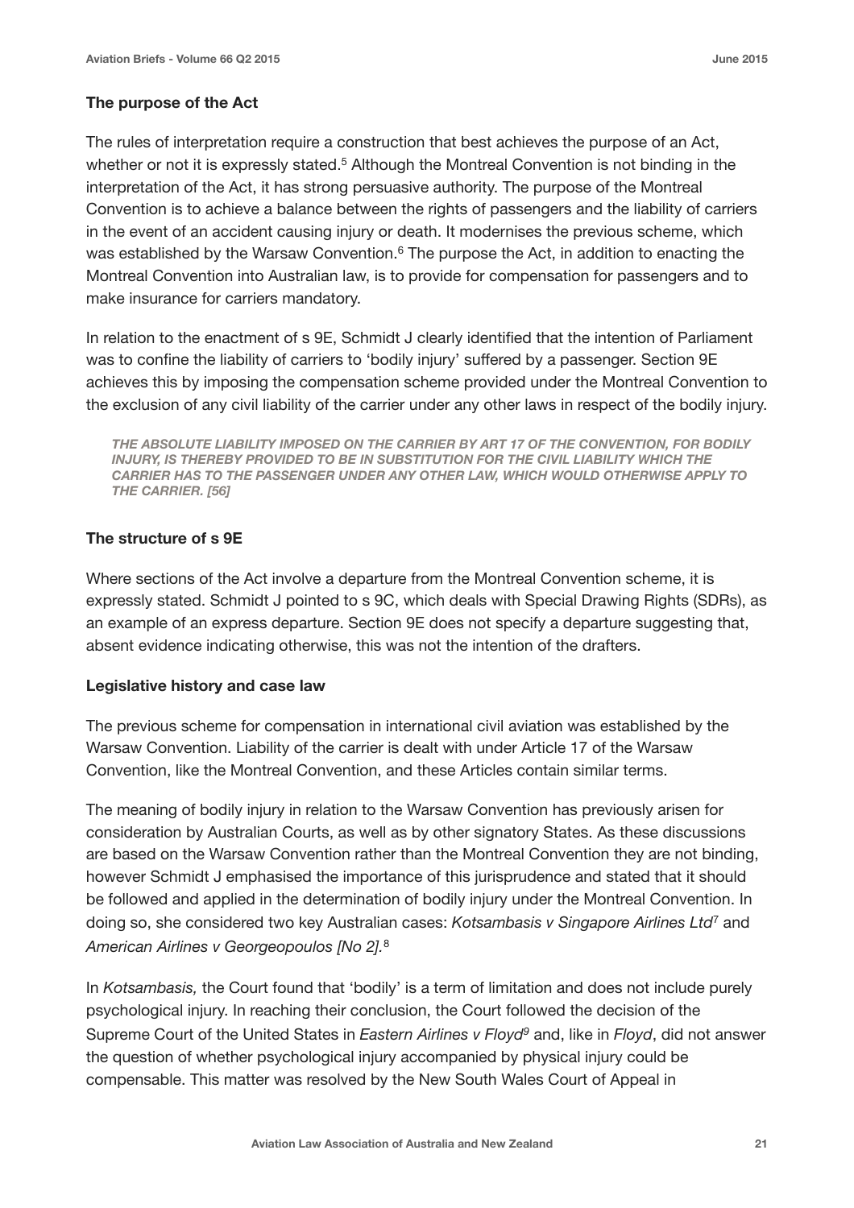### The purpose of the Act

The rules of interpretation require a construction that best achieves the purpose of an Act, whether or not it is expressly stated.[5] Although the Montreal Convention is not binding in the interpretation of the Act, it has strong persuasive authority. The purpose of the Montreal Convention is to achieve a balance between the rights of passengers and the liability of carriers in the event of an accident causing injury or death. It modernises the previous scheme, which was established by the Warsaw Convention.[6] The purpose the Act, in addition to enacting the Montreal Convention into Australian law, is to provide for compensation for passengers and to make insurance for carriers mandatory.

In relation to the enactment of s 9E, Schmidt J clearly identified that the intention of Parliament was to confine the liability of carriers to 'bodily injury' suffered by a passenger. Section 9E achieves this by imposing the compensation scheme provided under the Montreal Convention to the exclusion of any civil liability of the carrier under any other laws in respect of the bodily injury.

> ***THE ABSOLUTE LIABILITY IMPOSED ON THE CARRIER BY ART 17 OF THE CONVENTION, FOR BODILY INJURY, IS THEREBY PROVIDED TO BE IN SUBSTITUTION FOR THE CIVIL LIABILITY WHICH THE CARRIER HAS TO THE PASSENGER UNDER ANY OTHER LAW, WHICH WOULD OTHERWISE APPLY TO THE CARRIER. [56]***

### The structure of s 9E

Where sections of the Act involve a departure from the Montreal Convention scheme, it is expressly stated. Schmidt J pointed to s 9C, which deals with Special Drawing Rights (SDRs), as an example of an express departure. Section 9E does not specify a departure suggesting that, absent evidence indicating otherwise, this was not the intention of the drafters.

### Legislative history and case law

The previous scheme for compensation in international civil aviation was established by the Warsaw Convention. Liability of the carrier is dealt with under Article 17 of the Warsaw Convention, like the Montreal Convention, and these Articles contain similar terms.

The meaning of bodily injury in relation to the Warsaw Convention has previously arisen for consideration by Australian Courts, as well as by other signatory States. As these discussions are based on the Warsaw Convention rather than the Montreal Convention they are not binding, however Schmidt J emphasised the importance of this jurisprudence and stated that it should be followed and applied in the determination of bodily injury under the Montreal Convention. In doing so, she considered two key Australian cases: *Kotsambasis v Singapore Airlines Ltd*[7] and *American Airlines v Georgeopoulos [No 2]*.[8]

In *Kotsambasis,* the Court found that 'bodily' is a term of limitation and does not include purely psychological injury. In reaching their conclusion, the Court followed the decision of the Supreme Court of the United States in *Eastern Airlines v Floyd*[9] and, like in *Floyd*, did not answer the question of whether psychological injury accompanied by physical injury could be compensable. This matter was resolved by the New South Wales Court of Appeal in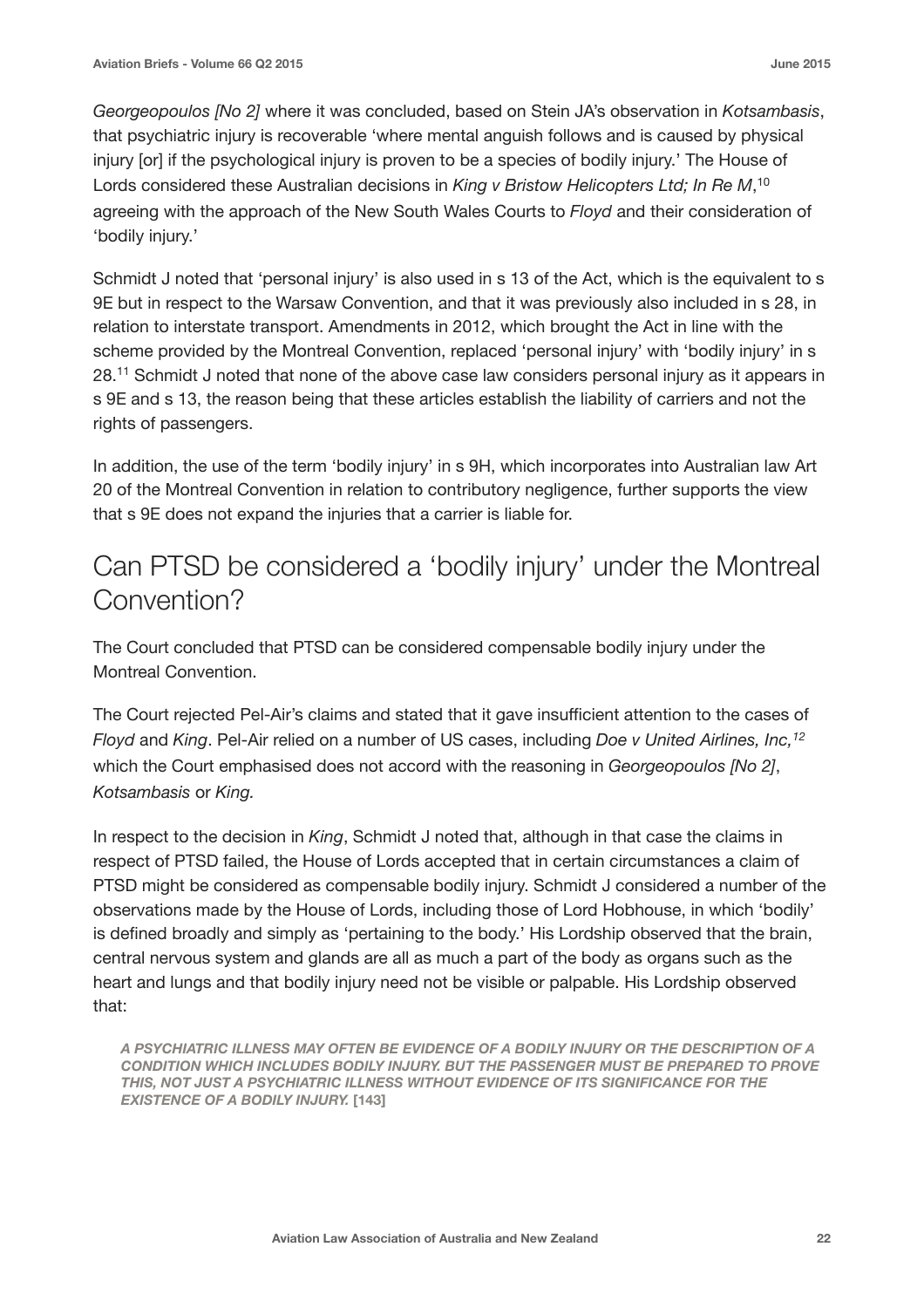*Georgeopoulos [No 2]* where it was concluded, based on Stein JA's observation in *Kotsambasis*, that psychiatric injury is recoverable 'where mental anguish follows and is caused by physical injury [or] if the psychological injury is proven to be a species of bodily injury.' The House of Lords considered these Australian decisions in *King v Bristow Helicopters Ltd; In Re M*,[10] agreeing with the approach of the New South Wales Courts to *Floyd* and their consideration of 'bodily injury.'

Schmidt J noted that 'personal injury' is also used in s 13 of the Act, which is the equivalent to s 9E but in respect to the Warsaw Convention, and that it was previously also included in s 28, in relation to interstate transport. Amendments in 2012, which brought the Act in line with the scheme provided by the Montreal Convention, replaced 'personal injury' with 'bodily injury' in s 28.[11] Schmidt J noted that none of the above case law considers personal injury as it appears in s 9E and s 13, the reason being that these articles establish the liability of carriers and not the rights of passengers.

In addition, the use of the term 'bodily injury' in s 9H, which incorporates into Australian law Art 20 of the Montreal Convention in relation to contributory negligence, further supports the view that s 9E does not expand the injuries that a carrier is liable for.

## Can PTSD be considered a 'bodily injury' under the Montreal Convention?

The Court concluded that PTSD can be considered compensable bodily injury under the Montreal Convention.

The Court rejected Pel-Air's claims and stated that it gave insufficient attention to the cases of *Floyd* and *King*. Pel-Air relied on a number of US cases, including *Doe v United Airlines, Inc,*[12] which the Court emphasised does not accord with the reasoning in *Georgeopoulos [No 2]*, *Kotsambasis* or *King.*

In respect to the decision in *King*, Schmidt J noted that, although in that case the claims in respect of PTSD failed, the House of Lords accepted that in certain circumstances a claim of PTSD might be considered as compensable bodily injury. Schmidt J considered a number of the observations made by the House of Lords, including those of Lord Hobhouse, in which 'bodily' is defined broadly and simply as 'pertaining to the body.' His Lordship observed that the brain, central nervous system and glands are all as much a part of the body as organs such as the heart and lungs and that bodily injury need not be visible or palpable. His Lordship observed that:

> ***A PSYCHIATRIC ILLNESS MAY OFTEN BE EVIDENCE OF A BODILY INJURY OR THE DESCRIPTION OF A CONDITION WHICH INCLUDES BODILY INJURY. BUT THE PASSENGER MUST BE PREPARED TO PROVE THIS, NOT JUST A PSYCHIATRIC ILLNESS WITHOUT EVIDENCE OF ITS SIGNIFICANCE FOR THE EXISTENCE OF A BODILY INJURY.*** **[143]**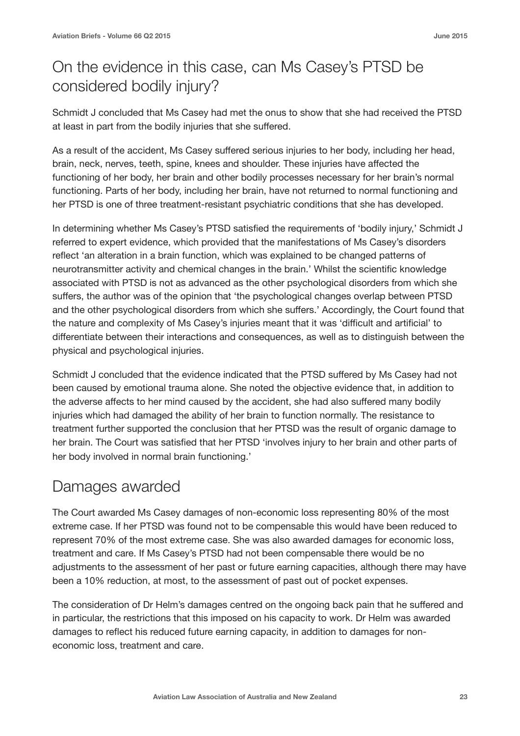## On the evidence in this case, can Ms Casey's PTSD be considered bodily injury?

Schmidt J concluded that Ms Casey had met the onus to show that she had received the PTSD at least in part from the bodily injuries that she suffered.

As a result of the accident, Ms Casey suffered serious injuries to her body, including her head, brain, neck, nerves, teeth, spine, knees and shoulder. These injuries have affected the functioning of her body, her brain and other bodily processes necessary for her brain's normal functioning. Parts of her body, including her brain, have not returned to normal functioning and her PTSD is one of three treatment-resistant psychiatric conditions that she has developed.

In determining whether Ms Casey's PTSD satisfied the requirements of 'bodily injury,' Schmidt J referred to expert evidence, which provided that the manifestations of Ms Casey's disorders reflect 'an alteration in a brain function, which was explained to be changed patterns of neurotransmitter activity and chemical changes in the brain.' Whilst the scientific knowledge associated with PTSD is not as advanced as the other psychological disorders from which she suffers, the author was of the opinion that 'the psychological changes overlap between PTSD and the other psychological disorders from which she suffers.' Accordingly, the Court found that the nature and complexity of Ms Casey's injuries meant that it was 'difficult and artificial' to differentiate between their interactions and consequences, as well as to distinguish between the physical and psychological injuries.

Schmidt J concluded that the evidence indicated that the PTSD suffered by Ms Casey had not been caused by emotional trauma alone. She noted the objective evidence that, in addition to the adverse affects to her mind caused by the accident, she had also suffered many bodily injuries which had damaged the ability of her brain to function normally. The resistance to treatment further supported the conclusion that her PTSD was the result of organic damage to her brain. The Court was satisfied that her PTSD 'involves injury to her brain and other parts of her body involved in normal brain functioning.'

## Damages awarded

The Court awarded Ms Casey damages of non-economic loss representing 80% of the most extreme case. If her PTSD was found not to be compensable this would have been reduced to represent 70% of the most extreme case. She was also awarded damages for economic loss, treatment and care. If Ms Casey's PTSD had not been compensable there would be no adjustments to the assessment of her past or future earning capacities, although there may have been a 10% reduction, at most, to the assessment of past out of pocket expenses.

The consideration of Dr Helm's damages centred on the ongoing back pain that he suffered and in particular, the restrictions that this imposed on his capacity to work. Dr Helm was awarded damages to reflect his reduced future earning capacity, in addition to damages for non-economic loss, treatment and care.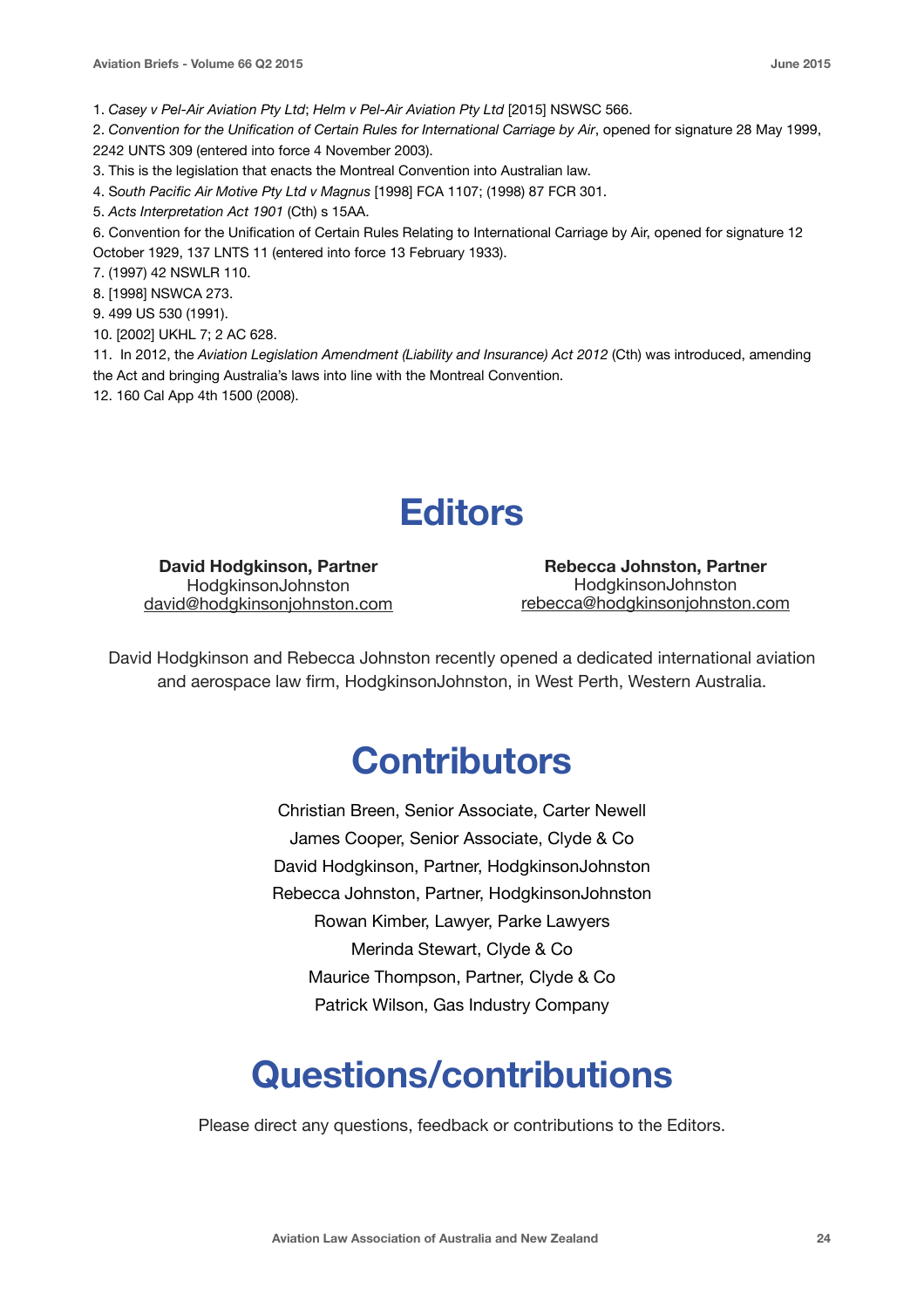1. *Casey v Pel-Air Aviation Pty Ltd*; *Helm v Pel-Air Aviation Pty Ltd* [2015] NSWSC 566.
2. *Convention for the Unification of Certain Rules for International Carriage by Air*, opened for signature 28 May 1999, 2242 UNTS 309 (entered into force 4 November 2003).
3. This is the legislation that enacts the Montreal Convention into Australian law.
4. *South Pacific Air Motive Pty Ltd v Magnus* [1998] FCA 1107; (1998) 87 FCR 301.
5. *Acts Interpretation Act 1901* (Cth) s 15AA.
6. Convention for the Unification of Certain Rules Relating to International Carriage by Air, opened for signature 12 October 1929, 137 LNTS 11 (entered into force 13 February 1933).
7. (1997) 42 NSWLR 110.
8. [1998] NSWCA 273.
9. 499 US 530 (1991).
10. [2002] UKHL 7; 2 AC 628.
11. In 2012, the *Aviation Legislation Amendment (Liability and Insurance) Act 2012* (Cth) was introduced, amending the Act and bringing Australia's laws into line with the Montreal Convention.
12. 160 Cal App 4th 1500 (2008).

# Editors

**David Hodgkinson, Partner**
HodgkinsonJohnston
david@hodgkinsonjohnston.com

**Rebecca Johnston, Partner**
HodgkinsonJohnston
rebecca@hodgkinsonjohnston.com

David Hodgkinson and Rebecca Johnston recently opened a dedicated international aviation and aerospace law firm, HodgkinsonJohnston, in West Perth, Western Australia.

# Contributors

Christian Breen, Senior Associate, Carter Newell
James Cooper, Senior Associate, Clyde & Co
David Hodgkinson, Partner, HodgkinsonJohnston
Rebecca Johnston, Partner, HodgkinsonJohnston
Rowan Kimber, Lawyer, Parke Lawyers
Merinda Stewart, Clyde & Co
Maurice Thompson, Partner, Clyde & Co
Patrick Wilson, Gas Industry Company

# Questions/contributions

Please direct any questions, feedback or contributions to the Editors.